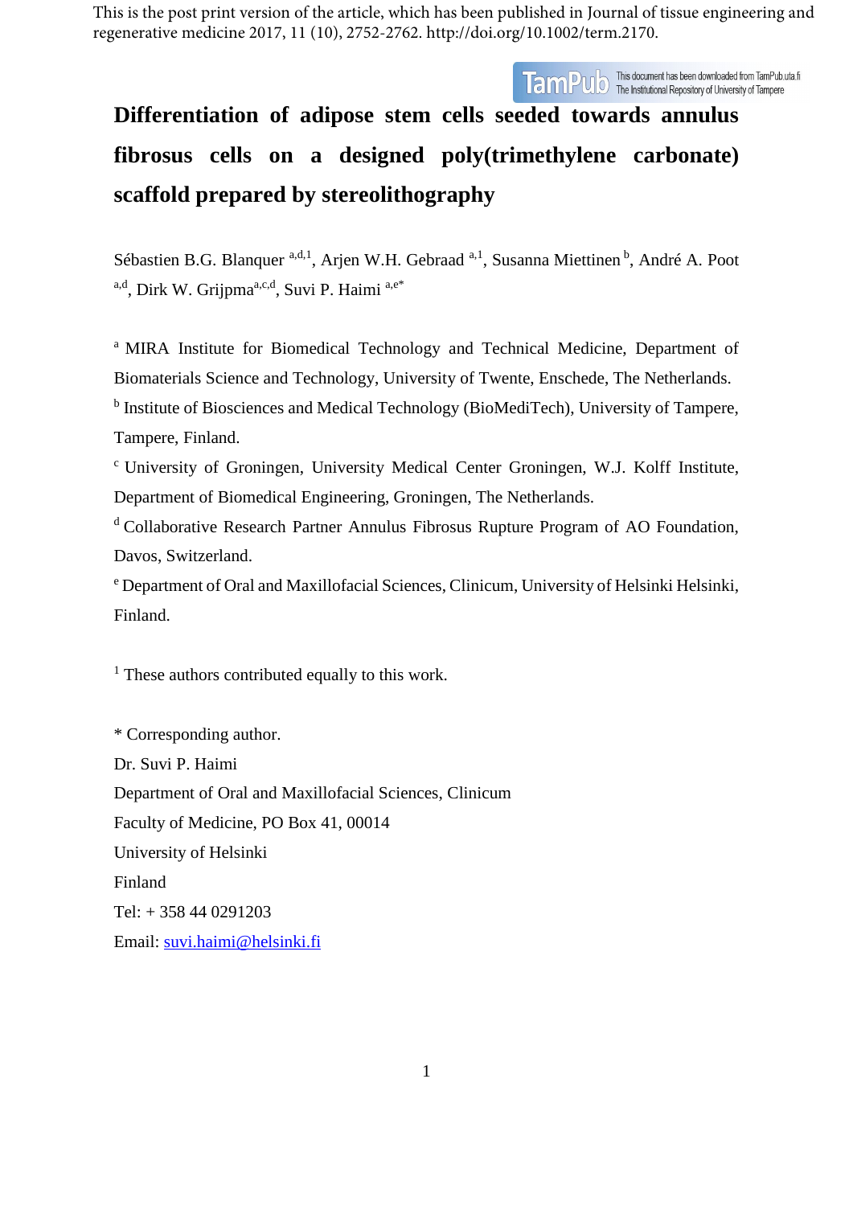This is the post print version of the article, which has been published in Journal of tissue engineering and regenerative medicine 2017, 11 (10), 2752-2762. http://doi.org/10.1002/term.2170.

# Differentiation of adipose stem cells seeded towards annulus fibrosus cells on a designed poly(trimethylene carbonate) scaffold prepared by stereolithography

Sébastien B.G. Blanquer [a,d,1], Arjen W.H. Gebraad [a,1], Susanna Miettinen [b], André A. Poot [a,d], Dirk W. Grijpma[a,c,d], Suvi P. Haimi [a,e*]

[a] MIRA Institute for Biomedical Technology and Technical Medicine, Department of Biomaterials Science and Technology, University of Twente, Enschede, The Netherlands.

[b] Institute of Biosciences and Medical Technology (BioMediTech), University of Tampere, Tampere, Finland.

[c] University of Groningen, University Medical Center Groningen, W.J. Kolff Institute, Department of Biomedical Engineering, Groningen, The Netherlands.

[d] Collaborative Research Partner Annulus Fibrosus Rupture Program of AO Foundation, Davos, Switzerland.

[e] Department of Oral and Maxillofacial Sciences, Clinicum, University of Helsinki Helsinki, Finland.

[1] These authors contributed equally to this work.

\* Corresponding author.  
Dr. Suvi P. Haimi  
Department of Oral and Maxillofacial Sciences, Clinicum  
Faculty of Medicine, PO Box 41, 00014  
University of Helsinki  
Finland  
Tel: + 358 44 0291203  
Email: suvi.haimi@helsinki.fi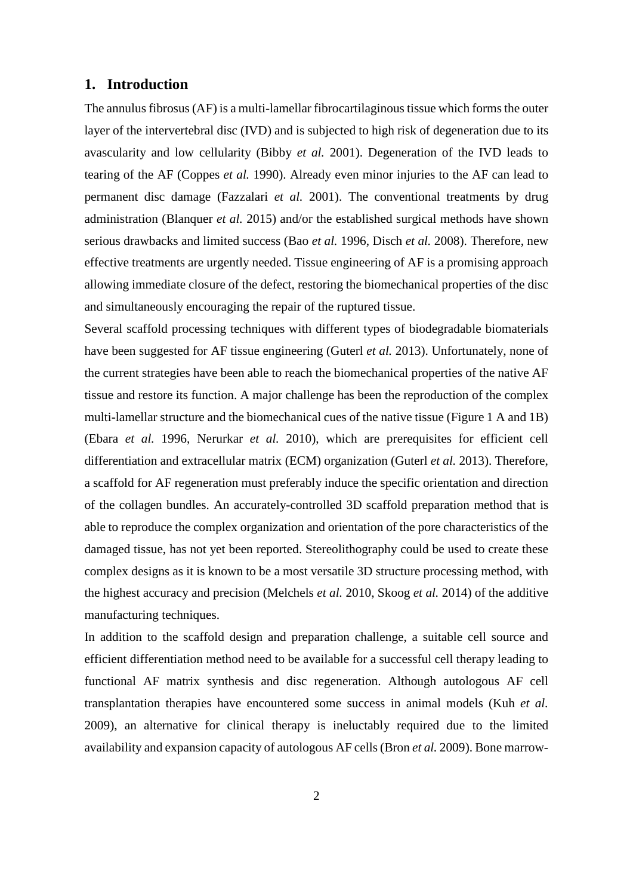## 1. Introduction

The annulus fibrosus (AF) is a multi-lamellar fibrocartilaginous tissue which forms the outer layer of the intervertebral disc (IVD) and is subjected to high risk of degeneration due to its avascularity and low cellularity (Bibby *et al.* 2001). Degeneration of the IVD leads to tearing of the AF (Coppes *et al.* 1990). Already even minor injuries to the AF can lead to permanent disc damage (Fazzalari *et al.* 2001). The conventional treatments by drug administration (Blanquer *et al.* 2015) and/or the established surgical methods have shown serious drawbacks and limited success (Bao *et al.* 1996, Disch *et al.* 2008). Therefore, new effective treatments are urgently needed. Tissue engineering of AF is a promising approach allowing immediate closure of the defect, restoring the biomechanical properties of the disc and simultaneously encouraging the repair of the ruptured tissue.

Several scaffold processing techniques with different types of biodegradable biomaterials have been suggested for AF tissue engineering (Guterl *et al.* 2013). Unfortunately, none of the current strategies have been able to reach the biomechanical properties of the native AF tissue and restore its function. A major challenge has been the reproduction of the complex multi-lamellar structure and the biomechanical cues of the native tissue (Figure 1 A and 1B) (Ebara *et al.* 1996, Nerurkar *et al.* 2010), which are prerequisites for efficient cell differentiation and extracellular matrix (ECM) organization (Guterl *et al.* 2013). Therefore, a scaffold for AF regeneration must preferably induce the specific orientation and direction of the collagen bundles. An accurately-controlled 3D scaffold preparation method that is able to reproduce the complex organization and orientation of the pore characteristics of the damaged tissue, has not yet been reported. Stereolithography could be used to create these complex designs as it is known to be a most versatile 3D structure processing method, with the highest accuracy and precision (Melchels *et al.* 2010, Skoog *et al.* 2014) of the additive manufacturing techniques.

In addition to the scaffold design and preparation challenge, a suitable cell source and efficient differentiation method need to be available for a successful cell therapy leading to functional AF matrix synthesis and disc regeneration. Although autologous AF cell transplantation therapies have encountered some success in animal models (Kuh *et al.* 2009), an alternative for clinical therapy is ineluctably required due to the limited availability and expansion capacity of autologous AF cells (Bron *et al.* 2009). Bone marrow-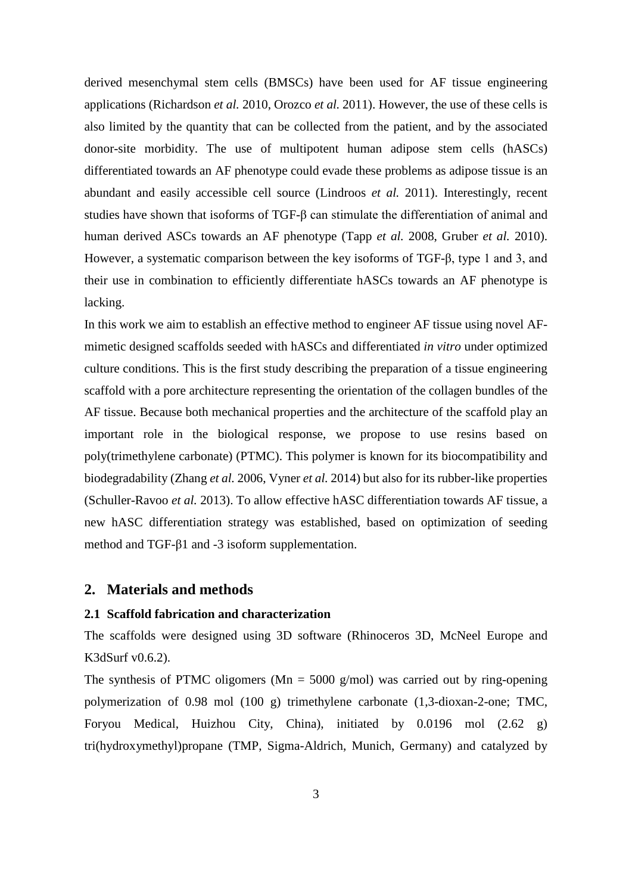derived mesenchymal stem cells (BMSCs) have been used for AF tissue engineering applications (Richardson *et al.* 2010, Orozco *et al.* 2011). However, the use of these cells is also limited by the quantity that can be collected from the patient, and by the associated donor-site morbidity. The use of multipotent human adipose stem cells (hASCs) differentiated towards an AF phenotype could evade these problems as adipose tissue is an abundant and easily accessible cell source (Lindroos *et al.* 2011). Interestingly, recent studies have shown that isoforms of TGF-β can stimulate the differentiation of animal and human derived ASCs towards an AF phenotype (Tapp *et al.* 2008, Gruber *et al.* 2010). However, a systematic comparison between the key isoforms of TGF-β, type 1 and 3, and their use in combination to efficiently differentiate hASCs towards an AF phenotype is lacking.

In this work we aim to establish an effective method to engineer AF tissue using novel AF-mimetic designed scaffolds seeded with hASCs and differentiated *in vitro* under optimized culture conditions. This is the first study describing the preparation of a tissue engineering scaffold with a pore architecture representing the orientation of the collagen bundles of the AF tissue. Because both mechanical properties and the architecture of the scaffold play an important role in the biological response, we propose to use resins based on poly(trimethylene carbonate) (PTMC). This polymer is known for its biocompatibility and biodegradability (Zhang *et al.* 2006, Vyner *et al.* 2014) but also for its rubber-like properties (Schuller-Ravoo *et al.* 2013). To allow effective hASC differentiation towards AF tissue, a new hASC differentiation strategy was established, based on optimization of seeding method and TGF-β1 and -3 isoform supplementation.

## 2. Materials and methods

### 2.1 Scaffold fabrication and characterization

The scaffolds were designed using 3D software (Rhinoceros 3D, McNeel Europe and K3dSurf v0.6.2).

The synthesis of PTMC oligomers (Mn = 5000 g/mol) was carried out by ring-opening polymerization of 0.98 mol (100 g) trimethylene carbonate (1,3-dioxan-2-one; TMC, Foryou Medical, Huizhou City, China), initiated by 0.0196 mol (2.62 g) tri(hydroxymethyl)propane (TMP, Sigma-Aldrich, Munich, Germany) and catalyzed by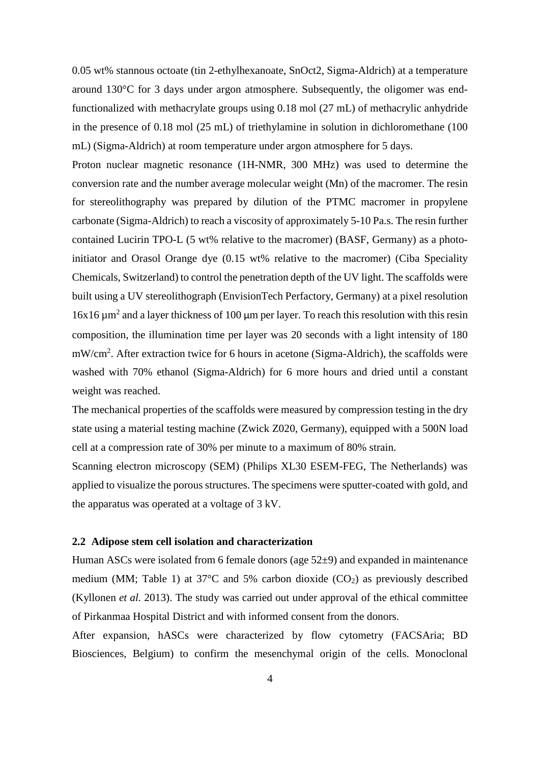0.05 wt% stannous octoate (tin 2-ethylhexanoate, $SnOct_2$, Sigma-Aldrich) at a temperature around 130°C for 3 days under argon atmosphere. Subsequently, the oligomer was end-functionalized with methacrylate groups using 0.18 mol (27 mL) of methacrylic anhydride in the presence of 0.18 mol (25 mL) of triethylamine in solution in dichloromethane (100 mL) (Sigma-Aldrich) at room temperature under argon atmosphere for 5 days.

Proton nuclear magnetic resonance (1H-NMR, 300 MHz) was used to determine the conversion rate and the number average molecular weight (Mn) of the macromer. The resin for stereolithography was prepared by dilution of the PTMC macromer in propylene carbonate (Sigma-Aldrich) to reach a viscosity of approximately 5-10 Pa.s. The resin further contained Lucirin TPO-L (5 wt% relative to the macromer) (BASF, Germany) as a photo-initiator and Orasol Orange dye (0.15 wt% relative to the macromer) (Ciba Speciality Chemicals, Switzerland) to control the penetration depth of the UV light. The scaffolds were built using a UV stereolithograph (EnvisionTech Perfactory, Germany) at a pixel resolution $16x16\ \mu m^2$ and a layer thickness of 100 μm per layer. To reach this resolution with this resin composition, the illumination time per layer was 20 seconds with a light intensity of 180 $mW/cm^2$. After extraction twice for 6 hours in acetone (Sigma-Aldrich), the scaffolds were washed with 70% ethanol (Sigma-Aldrich) for 6 more hours and dried until a constant weight was reached.

The mechanical properties of the scaffolds were measured by compression testing in the dry state using a material testing machine (Zwick Z020, Germany), equipped with a 500N load cell at a compression rate of 30% per minute to a maximum of 80% strain.

Scanning electron microscopy (SEM) (Philips XL30 ESEM-FEG, The Netherlands) was applied to visualize the porous structures. The specimens were sputter-coated with gold, and the apparatus was operated at a voltage of 3 kV.

### 2.2 Adipose stem cell isolation and characterization

Human ASCs were isolated from 6 female donors (age 52±9) and expanded in maintenance medium (MM; Table 1) at 37°C and 5% carbon dioxide ($CO_2$) as previously described (Kyllonen *et al.* 2013). The study was carried out under approval of the ethical committee of Pirkanmaa Hospital District and with informed consent from the donors.

After expansion, hASCs were characterized by flow cytometry (FACSAria; BD Biosciences, Belgium) to confirm the mesenchymal origin of the cells. Monoclonal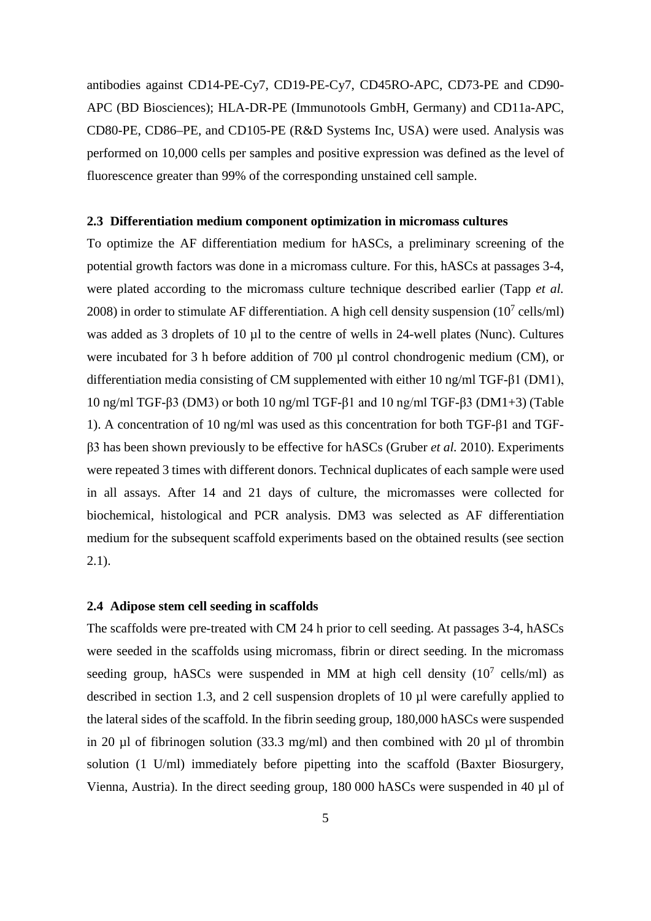antibodies against CD14-PE-Cy7, CD19-PE-Cy7, CD45RO-APC, CD73-PE and CD90-APC (BD Biosciences); HLA-DR-PE (Immunotools GmbH, Germany) and CD11a-APC, CD80-PE, CD86–PE, and CD105-PE (R&D Systems Inc, USA) were used. Analysis was performed on 10,000 cells per samples and positive expression was defined as the level of fluorescence greater than 99% of the corresponding unstained cell sample.

### 2.3 Differentiation medium component optimization in micromass cultures

To optimize the AF differentiation medium for hASCs, a preliminary screening of the potential growth factors was done in a micromass culture. For this, hASCs at passages 3-4, were plated according to the micromass culture technique described earlier (Tapp *et al.* 2008) in order to stimulate AF differentiation. A high cell density suspension ($10^7$ cells/ml) was added as 3 droplets of 10 µl to the centre of wells in 24-well plates (Nunc). Cultures were incubated for 3 h before addition of 700 µl control chondrogenic medium (CM), or differentiation media consisting of CM supplemented with either 10 ng/ml TGF-β1 (DM1), 10 ng/ml TGF-β3 (DM3) or both 10 ng/ml TGF-β1 and 10 ng/ml TGF-β3 (DM1+3) (Table 1). A concentration of 10 ng/ml was used as this concentration for both TGF-β1 and TGF-β3 has been shown previously to be effective for hASCs (Gruber *et al.* 2010). Experiments were repeated 3 times with different donors. Technical duplicates of each sample were used in all assays. After 14 and 21 days of culture, the micromasses were collected for biochemical, histological and PCR analysis. DM3 was selected as AF differentiation medium for the subsequent scaffold experiments based on the obtained results (see section 2.1).

### 2.4 Adipose stem cell seeding in scaffolds

The scaffolds were pre-treated with CM 24 h prior to cell seeding. At passages 3-4, hASCs were seeded in the scaffolds using micromass, fibrin or direct seeding. In the micromass seeding group, hASCs were suspended in MM at high cell density ($10^7$ cells/ml) as described in section 1.3, and 2 cell suspension droplets of 10 µl were carefully applied to the lateral sides of the scaffold. In the fibrin seeding group, 180,000 hASCs were suspended in 20 µl of fibrinogen solution (33.3 mg/ml) and then combined with 20 µl of thrombin solution (1 U/ml) immediately before pipetting into the scaffold (Baxter Biosurgery, Vienna, Austria). In the direct seeding group, 180 000 hASCs were suspended in 40 µl of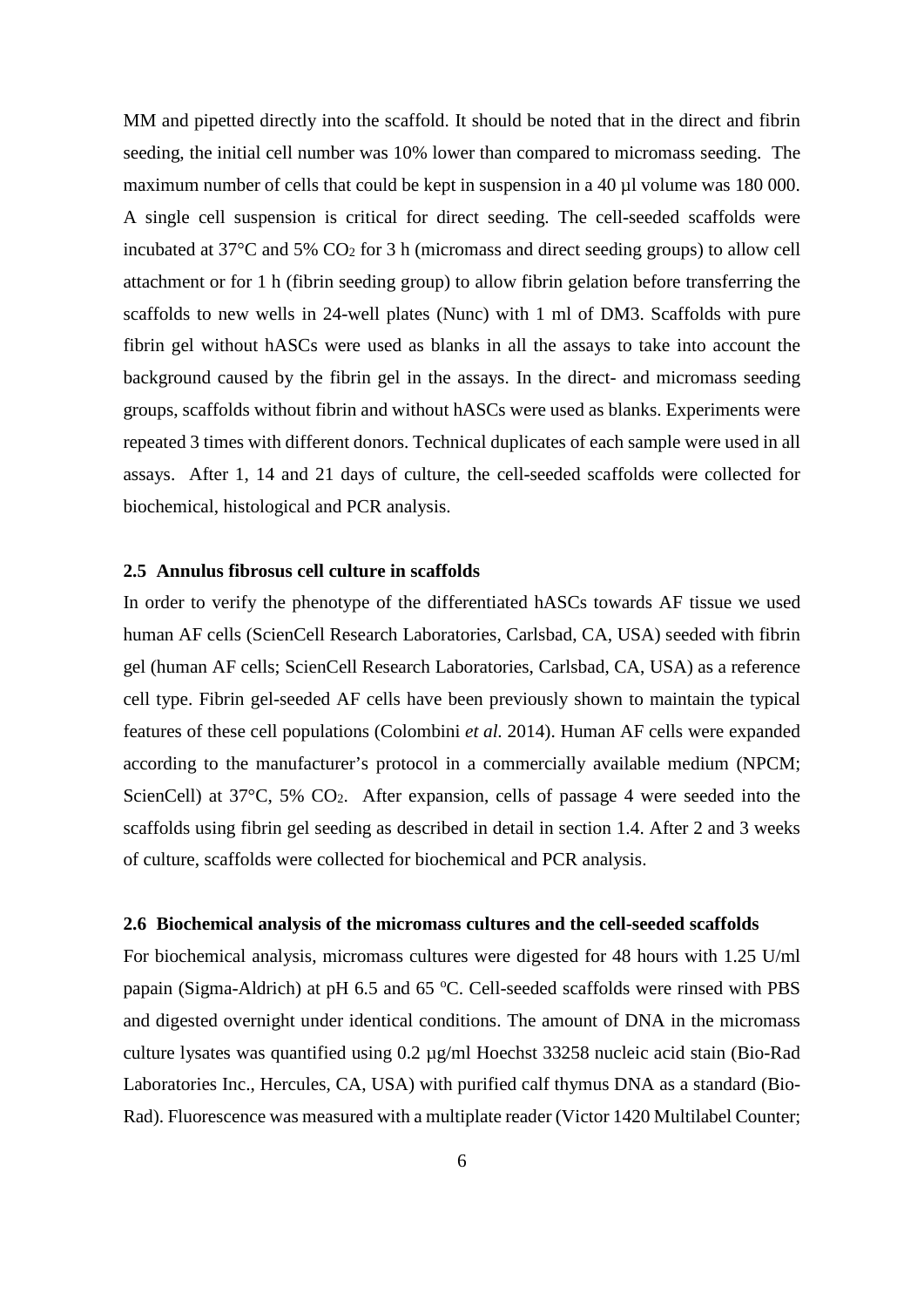MM and pipetted directly into the scaffold. It should be noted that in the direct and fibrin seeding, the initial cell number was 10% lower than compared to micromass seeding. The maximum number of cells that could be kept in suspension in a 40 µl volume was 180 000. A single cell suspension is critical for direct seeding. The cell-seeded scaffolds were incubated at 37°C and 5% $CO_2$ for 3 h (micromass and direct seeding groups) to allow cell attachment or for 1 h (fibrin seeding group) to allow fibrin gelation before transferring the scaffolds to new wells in 24-well plates (Nunc) with 1 ml of DM3. Scaffolds with pure fibrin gel without hASCs were used as blanks in all the assays to take into account the background caused by the fibrin gel in the assays. In the direct- and micromass seeding groups, scaffolds without fibrin and without hASCs were used as blanks. Experiments were repeated 3 times with different donors. Technical duplicates of each sample were used in all assays. After 1, 14 and 21 days of culture, the cell-seeded scaffolds were collected for biochemical, histological and PCR analysis.

### 2.5 Annulus fibrosus cell culture in scaffolds

In order to verify the phenotype of the differentiated hASCs towards AF tissue we used human AF cells (ScienCell Research Laboratories, Carlsbad, CA, USA) seeded with fibrin gel (human AF cells; ScienCell Research Laboratories, Carlsbad, CA, USA) as a reference cell type. Fibrin gel-seeded AF cells have been previously shown to maintain the typical features of these cell populations (Colombini *et al.* 2014). Human AF cells were expanded according to the manufacturer's protocol in a commercially available medium (NPCM; ScienCell) at 37°C, 5% $CO_2$. After expansion, cells of passage 4 were seeded into the scaffolds using fibrin gel seeding as described in detail in section 1.4. After 2 and 3 weeks of culture, scaffolds were collected for biochemical and PCR analysis.

### 2.6 Biochemical analysis of the micromass cultures and the cell-seeded scaffolds

For biochemical analysis, micromass cultures were digested for 48 hours with 1.25 U/ml papain (Sigma-Aldrich) at pH 6.5 and 65 °C. Cell-seeded scaffolds were rinsed with PBS and digested overnight under identical conditions. The amount of DNA in the micromass culture lysates was quantified using 0.2 µg/ml Hoechst 33258 nucleic acid stain (Bio-Rad Laboratories Inc., Hercules, CA, USA) with purified calf thymus DNA as a standard (Bio-Rad). Fluorescence was measured with a multiplate reader (Victor 1420 Multilabel Counter;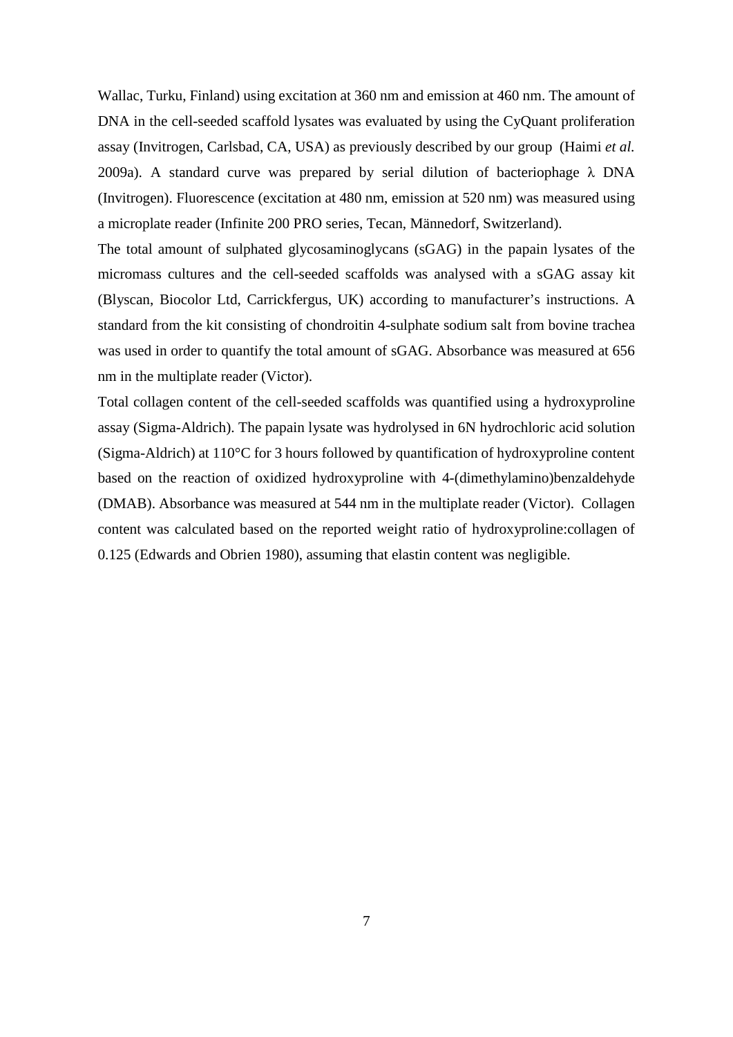Wallac, Turku, Finland) using excitation at 360 nm and emission at 460 nm. The amount of DNA in the cell-seeded scaffold lysates was evaluated by using the CyQuant proliferation assay (Invitrogen, Carlsbad, CA, USA) as previously described by our group (Haimi *et al.* 2009a). A standard curve was prepared by serial dilution of bacteriophage λ DNA (Invitrogen). Fluorescence (excitation at 480 nm, emission at 520 nm) was measured using a microplate reader (Infinite 200 PRO series, Tecan, Männedorf, Switzerland).

The total amount of sulphated glycosaminoglycans (sGAG) in the papain lysates of the micromass cultures and the cell-seeded scaffolds was analysed with a sGAG assay kit (Blyscan, Biocolor Ltd, Carrickfergus, UK) according to manufacturer's instructions. A standard from the kit consisting of chondroitin 4-sulphate sodium salt from bovine trachea was used in order to quantify the total amount of sGAG. Absorbance was measured at 656 nm in the multiplate reader (Victor).

Total collagen content of the cell-seeded scaffolds was quantified using a hydroxyproline assay (Sigma-Aldrich). The papain lysate was hydrolysed in 6N hydrochloric acid solution (Sigma-Aldrich) at 110°C for 3 hours followed by quantification of hydroxyproline content based on the reaction of oxidized hydroxyproline with 4-(dimethylamino)benzaldehyde (DMAB). Absorbance was measured at 544 nm in the multiplate reader (Victor). Collagen content was calculated based on the reported weight ratio of hydroxyproline:collagen of 0.125 (Edwards and Obrien 1980), assuming that elastin content was negligible.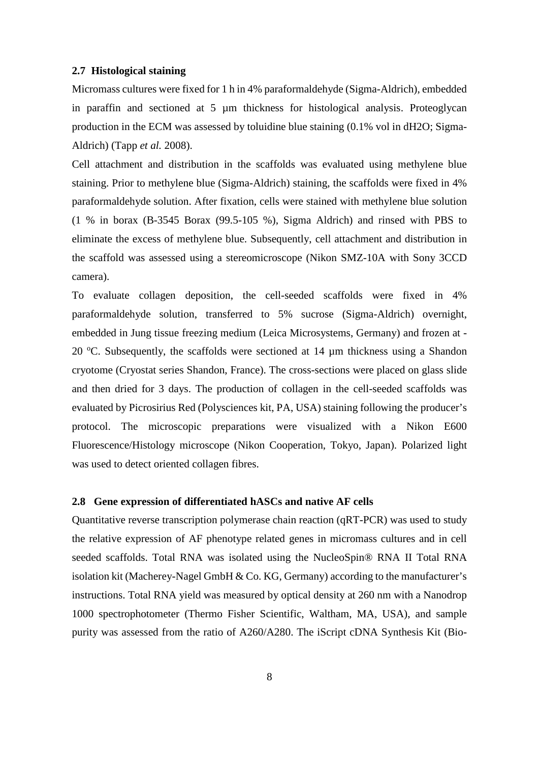## 2.7 Histological staining

Micromass cultures were fixed for 1 h in 4% paraformaldehyde (Sigma-Aldrich), embedded in paraffin and sectioned at 5 µm thickness for histological analysis. Proteoglycan production in the ECM was assessed by toluidine blue staining (0.1% vol in dH2O; Sigma-Aldrich) (Tapp *et al.* 2008).

Cell attachment and distribution in the scaffolds was evaluated using methylene blue staining. Prior to methylene blue (Sigma-Aldrich) staining, the scaffolds were fixed in 4% paraformaldehyde solution. After fixation, cells were stained with methylene blue solution (1 % in borax (B-3545 Borax (99.5-105 %), Sigma Aldrich) and rinsed with PBS to eliminate the excess of methylene blue. Subsequently, cell attachment and distribution in the scaffold was assessed using a stereomicroscope (Nikon SMZ-10A with Sony 3CCD camera).

To evaluate collagen deposition, the cell-seeded scaffolds were fixed in 4% paraformaldehyde solution, transferred to 5% sucrose (Sigma-Aldrich) overnight, embedded in Jung tissue freezing medium (Leica Microsystems, Germany) and frozen at -20 $^{o}$C. Subsequently, the scaffolds were sectioned at 14 µm thickness using a Shandon cryotome (Cryostat series Shandon, France). The cross-sections were placed on glass slide and then dried for 3 days. The production of collagen in the cell-seeded scaffolds was evaluated by Picrosirius Red (Polysciences kit, PA, USA) staining following the producer's protocol. The microscopic preparations were visualized with a Nikon E600 Fluorescence/Histology microscope (Nikon Cooperation, Tokyo, Japan). Polarized light was used to detect oriented collagen fibres.

## 2.8 Gene expression of differentiated hASCs and native AF cells

Quantitative reverse transcription polymerase chain reaction (qRT-PCR) was used to study the relative expression of AF phenotype related genes in micromass cultures and in cell seeded scaffolds. Total RNA was isolated using the NucleoSpin® RNA II Total RNA isolation kit (Macherey-Nagel GmbH & Co. KG, Germany) according to the manufacturer's instructions. Total RNA yield was measured by optical density at 260 nm with a Nanodrop 1000 spectrophotometer (Thermo Fisher Scientific, Waltham, MA, USA), and sample purity was assessed from the ratio of A260/A280. The iScript cDNA Synthesis Kit (Bio-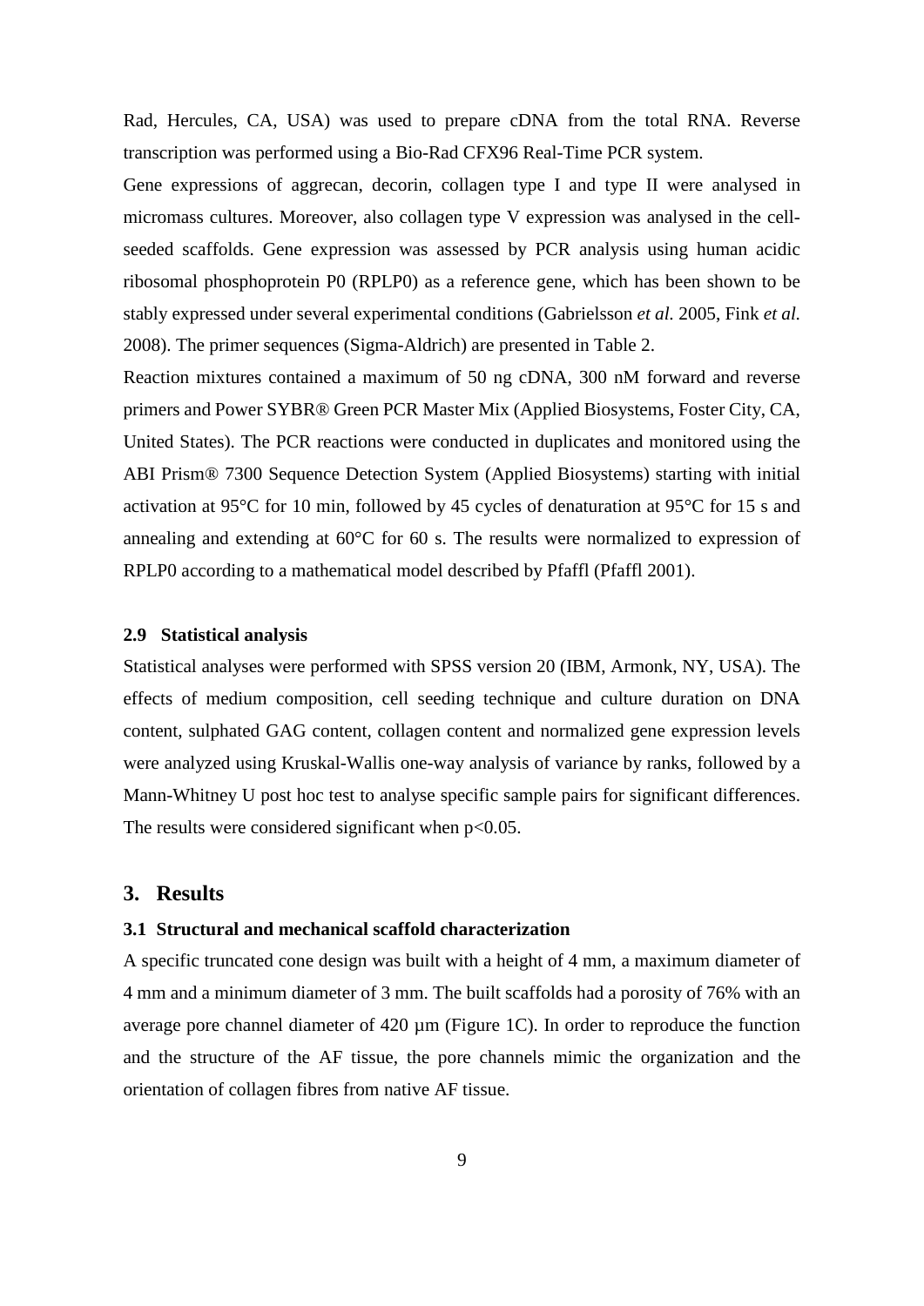Rad, Hercules, CA, USA) was used to prepare cDNA from the total RNA. Reverse transcription was performed using a Bio-Rad CFX96 Real-Time PCR system.

Gene expressions of aggrecan, decorin, collagen type I and type II were analysed in micromass cultures. Moreover, also collagen type V expression was analysed in the cell-seeded scaffolds. Gene expression was assessed by PCR analysis using human acidic ribosomal phosphoprotein P0 (RPLP0) as a reference gene, which has been shown to be stably expressed under several experimental conditions (Gabrielsson *et al.* 2005, Fink *et al.* 2008). The primer sequences (Sigma-Aldrich) are presented in Table 2.

Reaction mixtures contained a maximum of 50 ng cDNA, 300 nM forward and reverse primers and Power SYBR® Green PCR Master Mix (Applied Biosystems, Foster City, CA, United States). The PCR reactions were conducted in duplicates and monitored using the ABI Prism® 7300 Sequence Detection System (Applied Biosystems) starting with initial activation at 95°C for 10 min, followed by 45 cycles of denaturation at 95°C for 15 s and annealing and extending at 60°C for 60 s. The results were normalized to expression of RPLP0 according to a mathematical model described by Pfaffl (Pfaffl 2001).

### 2.9 Statistical analysis

Statistical analyses were performed with SPSS version 20 (IBM, Armonk, NY, USA). The effects of medium composition, cell seeding technique and culture duration on DNA content, sulphated GAG content, collagen content and normalized gene expression levels were analyzed using Kruskal-Wallis one-way analysis of variance by ranks, followed by a Mann-Whitney U post hoc test to analyse specific sample pairs for significant differences. The results were considered significant when $p<0.05$.

## 3. Results

### 3.1 Structural and mechanical scaffold characterization

A specific truncated cone design was built with a height of 4 mm, a maximum diameter of 4 mm and a minimum diameter of 3 mm. The built scaffolds had a porosity of 76% with an average pore channel diameter of 420 µm (Figure 1C). In order to reproduce the function and the structure of the AF tissue, the pore channels mimic the organization and the orientation of collagen fibres from native AF tissue.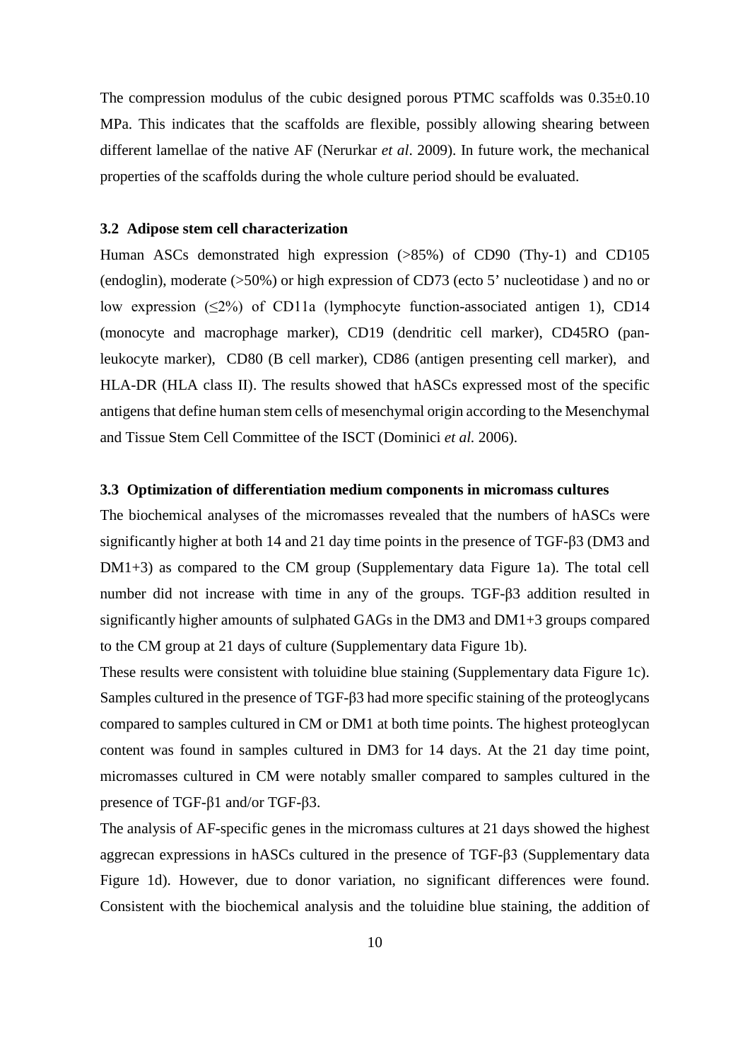The compression modulus of the cubic designed porous PTMC scaffolds was 0.35±0.10 MPa. This indicates that the scaffolds are flexible, possibly allowing shearing between different lamellae of the native AF (Nerurkar *et al*. 2009). In future work, the mechanical properties of the scaffolds during the whole culture period should be evaluated.

### 3.2 Adipose stem cell characterization

Human ASCs demonstrated high expression (>85%) of CD90 (Thy-1) and CD105 (endoglin), moderate (>50%) or high expression of CD73 (ecto 5' nucleotidase ) and no or low expression (≤2%) of CD11a (lymphocyte function-associated antigen 1), CD14 (monocyte and macrophage marker), CD19 (dendritic cell marker), CD45RO (pan-leukocyte marker), CD80 (B cell marker), CD86 (antigen presenting cell marker), and HLA-DR (HLA class II). The results showed that hASCs expressed most of the specific antigens that define human stem cells of mesenchymal origin according to the Mesenchymal and Tissue Stem Cell Committee of the ISCT (Dominici *et al.* 2006).

### 3.3 Optimization of differentiation medium components in micromass cultures

The biochemical analyses of the micromasses revealed that the numbers of hASCs were significantly higher at both 14 and 21 day time points in the presence of TGF-β3 (DM3 and DM1+3) as compared to the CM group (Supplementary data Figure 1a). The total cell number did not increase with time in any of the groups. TGF-β3 addition resulted in significantly higher amounts of sulphated GAGs in the DM3 and DM1+3 groups compared to the CM group at 21 days of culture (Supplementary data Figure 1b).

These results were consistent with toluidine blue staining (Supplementary data Figure 1c). Samples cultured in the presence of TGF-β3 had more specific staining of the proteoglycans compared to samples cultured in CM or DM1 at both time points. The highest proteoglycan content was found in samples cultured in DM3 for 14 days. At the 21 day time point, micromasses cultured in CM were notably smaller compared to samples cultured in the presence of TGF-β1 and/or TGF-β3.

The analysis of AF-specific genes in the micromass cultures at 21 days showed the highest aggrecan expressions in hASCs cultured in the presence of TGF-β3 (Supplementary data Figure 1d). However, due to donor variation, no significant differences were found. Consistent with the biochemical analysis and the toluidine blue staining, the addition of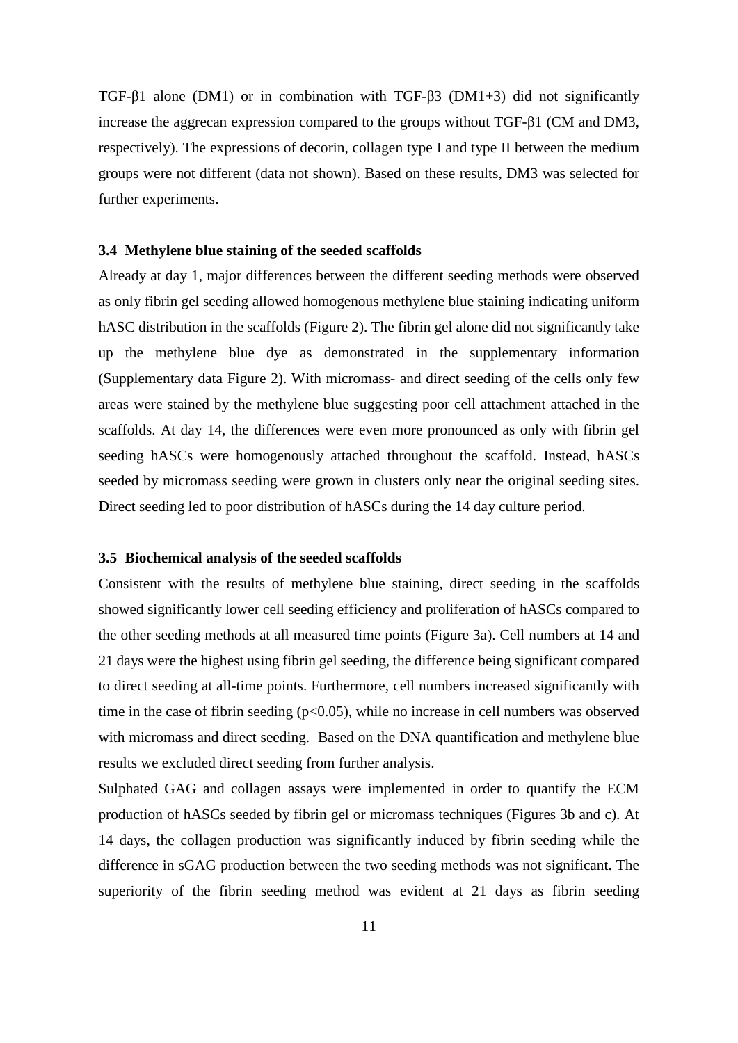TGF-β1 alone (DM1) or in combination with TGF-β3 (DM1+3) did not significantly increase the aggrecan expression compared to the groups without TGF-β1 (CM and DM3, respectively). The expressions of decorin, collagen type I and type II between the medium groups were not different (data not shown). Based on these results, DM3 was selected for further experiments.

### 3.4 Methylene blue staining of the seeded scaffolds

Already at day 1, major differences between the different seeding methods were observed as only fibrin gel seeding allowed homogenous methylene blue staining indicating uniform hASC distribution in the scaffolds (Figure 2). The fibrin gel alone did not significantly take up the methylene blue dye as demonstrated in the supplementary information (Supplementary data Figure 2). With micromass- and direct seeding of the cells only few areas were stained by the methylene blue suggesting poor cell attachment attached in the scaffolds. At day 14, the differences were even more pronounced as only with fibrin gel seeding hASCs were homogenously attached throughout the scaffold. Instead, hASCs seeded by micromass seeding were grown in clusters only near the original seeding sites. Direct seeding led to poor distribution of hASCs during the 14 day culture period.

### 3.5 Biochemical analysis of the seeded scaffolds

Consistent with the results of methylene blue staining, direct seeding in the scaffolds showed significantly lower cell seeding efficiency and proliferation of hASCs compared to the other seeding methods at all measured time points (Figure 3a). Cell numbers at 14 and 21 days were the highest using fibrin gel seeding, the difference being significant compared to direct seeding at all-time points. Furthermore, cell numbers increased significantly with time in the case of fibrin seeding ($p<0.05$), while no increase in cell numbers was observed with micromass and direct seeding. Based on the DNA quantification and methylene blue results we excluded direct seeding from further analysis.

Sulphated GAG and collagen assays were implemented in order to quantify the ECM production of hASCs seeded by fibrin gel or micromass techniques (Figures 3b and c). At 14 days, the collagen production was significantly induced by fibrin seeding while the difference in sGAG production between the two seeding methods was not significant. The superiority of the fibrin seeding method was evident at 21 days as fibrin seeding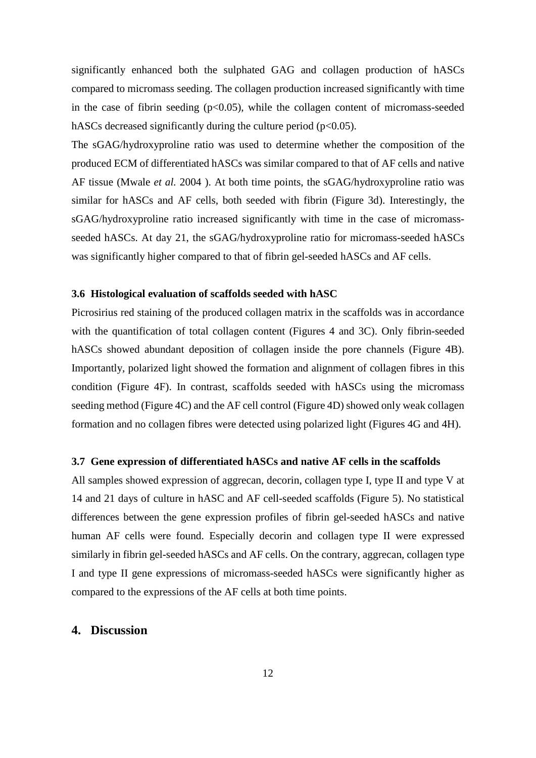significantly enhanced both the sulphated GAG and collagen production of hASCs compared to micromass seeding. The collagen production increased significantly with time in the case of fibrin seeding ($p<0.05$), while the collagen content of micromass-seeded hASCs decreased significantly during the culture period ($p<0.05$).

The sGAG/hydroxyproline ratio was used to determine whether the composition of the produced ECM of differentiated hASCs was similar compared to that of AF cells and native AF tissue (Mwale *et al.* 2004 ). At both time points, the sGAG/hydroxyproline ratio was similar for hASCs and AF cells, both seeded with fibrin (Figure 3d). Interestingly, the sGAG/hydroxyproline ratio increased significantly with time in the case of micromass-seeded hASCs. At day 21, the sGAG/hydroxyproline ratio for micromass-seeded hASCs was significantly higher compared to that of fibrin gel-seeded hASCs and AF cells.

### 3.6 Histological evaluation of scaffolds seeded with hASC

Picrosirius red staining of the produced collagen matrix in the scaffolds was in accordance with the quantification of total collagen content (Figures 4 and 3C). Only fibrin-seeded hASCs showed abundant deposition of collagen inside the pore channels (Figure 4B). Importantly, polarized light showed the formation and alignment of collagen fibres in this condition (Figure 4F). In contrast, scaffolds seeded with hASCs using the micromass seeding method (Figure 4C) and the AF cell control (Figure 4D) showed only weak collagen formation and no collagen fibres were detected using polarized light (Figures 4G and 4H).

### 3.7 Gene expression of differentiated hASCs and native AF cells in the scaffolds

All samples showed expression of aggrecan, decorin, collagen type I, type II and type V at 14 and 21 days of culture in hASC and AF cell-seeded scaffolds (Figure 5). No statistical differences between the gene expression profiles of fibrin gel-seeded hASCs and native human AF cells were found. Especially decorin and collagen type II were expressed similarly in fibrin gel-seeded hASCs and AF cells. On the contrary, aggrecan, collagen type I and type II gene expressions of micromass-seeded hASCs were significantly higher as compared to the expressions of the AF cells at both time points.

## 4. Discussion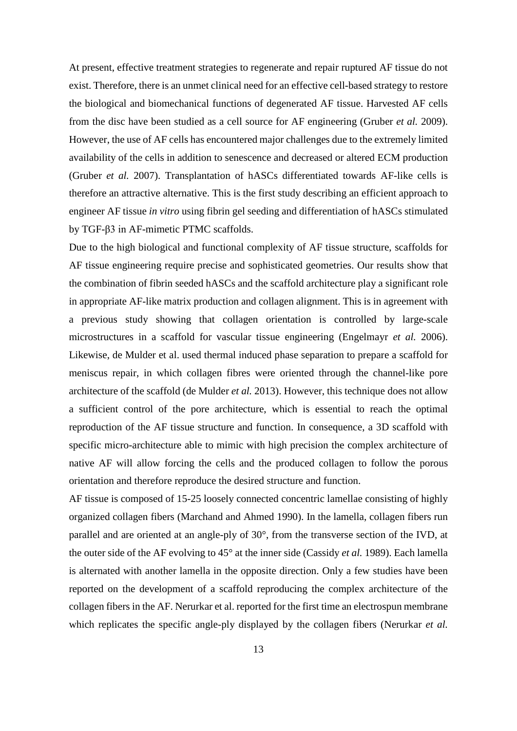At present, effective treatment strategies to regenerate and repair ruptured AF tissue do not exist. Therefore, there is an unmet clinical need for an effective cell-based strategy to restore the biological and biomechanical functions of degenerated AF tissue. Harvested AF cells from the disc have been studied as a cell source for AF engineering (Gruber *et al.* 2009). However, the use of AF cells has encountered major challenges due to the extremely limited availability of the cells in addition to senescence and decreased or altered ECM production (Gruber *et al.* 2007). Transplantation of hASCs differentiated towards AF-like cells is therefore an attractive alternative. This is the first study describing an efficient approach to engineer AF tissue *in vitro* using fibrin gel seeding and differentiation of hASCs stimulated by TGF-β3 in AF-mimetic PTMC scaffolds.

Due to the high biological and functional complexity of AF tissue structure, scaffolds for AF tissue engineering require precise and sophisticated geometries. Our results show that the combination of fibrin seeded hASCs and the scaffold architecture play a significant role in appropriate AF-like matrix production and collagen alignment. This is in agreement with a previous study showing that collagen orientation is controlled by large-scale microstructures in a scaffold for vascular tissue engineering (Engelmayr *et al.* 2006). Likewise, de Mulder et al. used thermal induced phase separation to prepare a scaffold for meniscus repair, in which collagen fibres were oriented through the channel-like pore architecture of the scaffold (de Mulder *et al.* 2013). However, this technique does not allow a sufficient control of the pore architecture, which is essential to reach the optimal reproduction of the AF tissue structure and function. In consequence, a 3D scaffold with specific micro-architecture able to mimic with high precision the complex architecture of native AF will allow forcing the cells and the produced collagen to follow the porous orientation and therefore reproduce the desired structure and function.

AF tissue is composed of 15-25 loosely connected concentric lamellae consisting of highly organized collagen fibers (Marchand and Ahmed 1990). In the lamella, collagen fibers run parallel and are oriented at an angle-ply of 30°, from the transverse section of the IVD, at the outer side of the AF evolving to 45° at the inner side (Cassidy *et al.* 1989). Each lamella is alternated with another lamella in the opposite direction. Only a few studies have been reported on the development of a scaffold reproducing the complex architecture of the collagen fibers in the AF. Nerurkar et al. reported for the first time an electrospun membrane which replicates the specific angle-ply displayed by the collagen fibers (Nerurkar *et al.*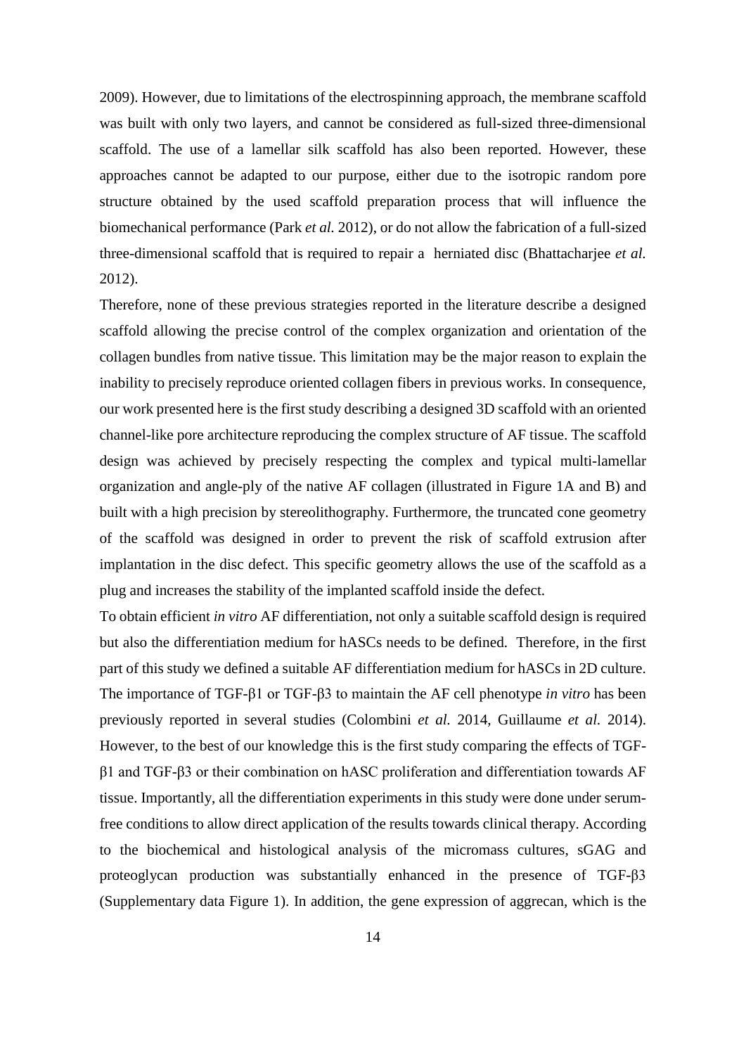2009). However, due to limitations of the electrospinning approach, the membrane scaffold was built with only two layers, and cannot be considered as full-sized three-dimensional scaffold. The use of a lamellar silk scaffold has also been reported. However, these approaches cannot be adapted to our purpose, either due to the isotropic random pore structure obtained by the used scaffold preparation process that will influence the biomechanical performance (Park *et al.* 2012), or do not allow the fabrication of a full-sized three-dimensional scaffold that is required to repair a herniated disc (Bhattacharjee *et al.* 2012).

Therefore, none of these previous strategies reported in the literature describe a designed scaffold allowing the precise control of the complex organization and orientation of the collagen bundles from native tissue. This limitation may be the major reason to explain the inability to precisely reproduce oriented collagen fibers in previous works. In consequence, our work presented here is the first study describing a designed 3D scaffold with an oriented channel-like pore architecture reproducing the complex structure of AF tissue. The scaffold design was achieved by precisely respecting the complex and typical multi-lamellar organization and angle-ply of the native AF collagen (illustrated in Figure 1A and B) and built with a high precision by stereolithography. Furthermore, the truncated cone geometry of the scaffold was designed in order to prevent the risk of scaffold extrusion after implantation in the disc defect. This specific geometry allows the use of the scaffold as a plug and increases the stability of the implanted scaffold inside the defect.

To obtain efficient *in vitro* AF differentiation, not only a suitable scaffold design is required but also the differentiation medium for hASCs needs to be defined. Therefore, in the first part of this study we defined a suitable AF differentiation medium for hASCs in 2D culture. The importance of TGF-β1 or TGF-β3 to maintain the AF cell phenotype *in vitro* has been previously reported in several studies (Colombini *et al.* 2014, Guillaume *et al.* 2014). However, to the best of our knowledge this is the first study comparing the effects of TGF-β1 and TGF-β3 or their combination on hASC proliferation and differentiation towards AF tissue. Importantly, all the differentiation experiments in this study were done under serum-free conditions to allow direct application of the results towards clinical therapy. According to the biochemical and histological analysis of the micromass cultures, sGAG and proteoglycan production was substantially enhanced in the presence of TGF-β3 (Supplementary data Figure 1). In addition, the gene expression of aggrecan, which is the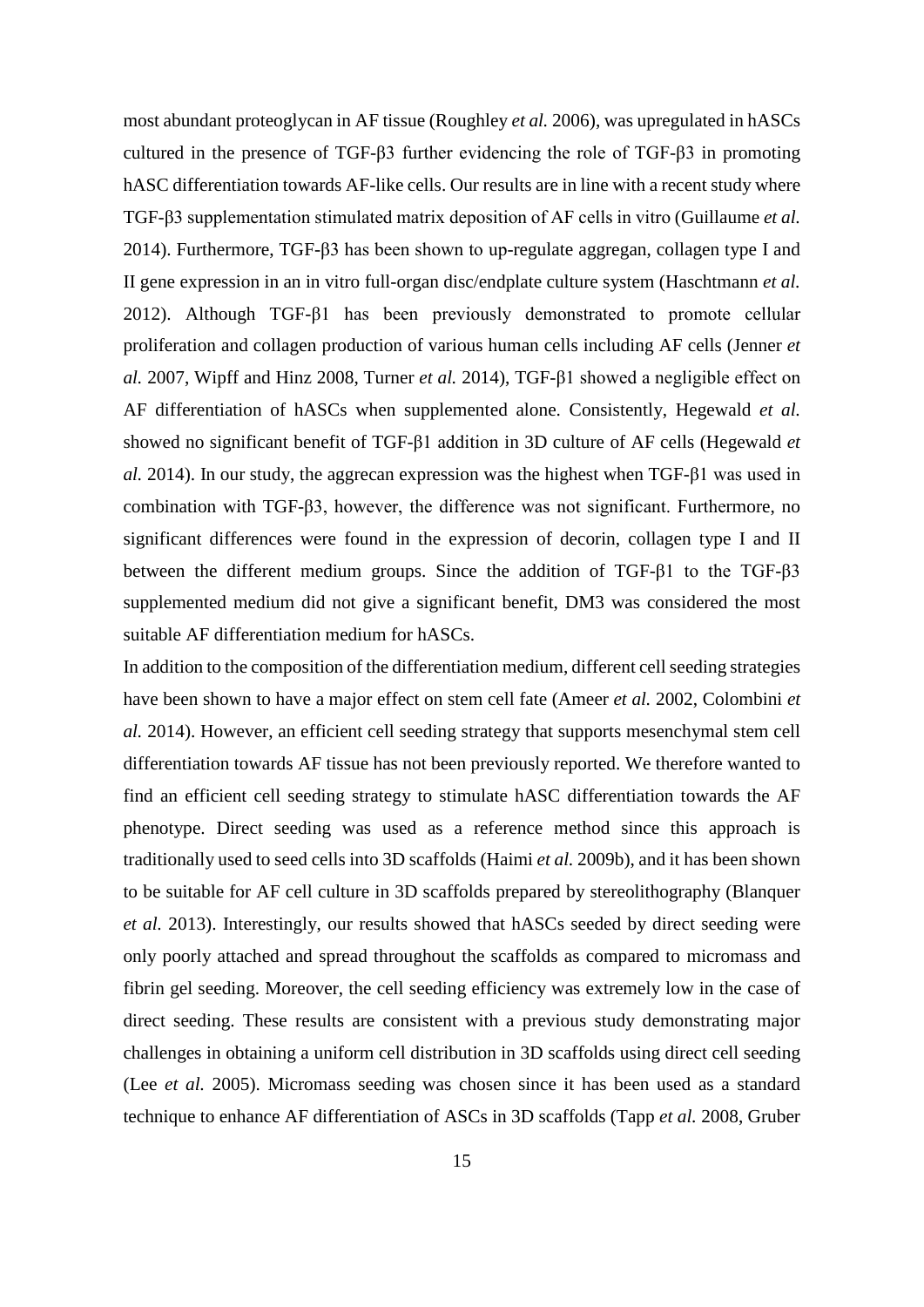most abundant proteoglycan in AF tissue (Roughley *et al.* 2006), was upregulated in hASCs cultured in the presence of TGF-β3 further evidencing the role of TGF-β3 in promoting hASC differentiation towards AF-like cells. Our results are in line with a recent study where TGF-β3 supplementation stimulated matrix deposition of AF cells in vitro (Guillaume *et al.* 2014). Furthermore, TGF-β3 has been shown to up-regulate aggregan, collagen type I and II gene expression in an in vitro full-organ disc/endplate culture system (Haschtmann *et al.* 2012). Although TGF-β1 has been previously demonstrated to promote cellular proliferation and collagen production of various human cells including AF cells (Jenner *et al.* 2007, Wipff and Hinz 2008, Turner *et al.* 2014), TGF-β1 showed a negligible effect on AF differentiation of hASCs when supplemented alone. Consistently, Hegewald *et al.* showed no significant benefit of TGF-β1 addition in 3D culture of AF cells (Hegewald *et al.* 2014). In our study, the aggrecan expression was the highest when TGF-β1 was used in combination with TGF-β3, however, the difference was not significant. Furthermore, no significant differences were found in the expression of decorin, collagen type I and II between the different medium groups. Since the addition of TGF-β1 to the TGF-β3 supplemented medium did not give a significant benefit, DM3 was considered the most suitable AF differentiation medium for hASCs.

In addition to the composition of the differentiation medium, different cell seeding strategies have been shown to have a major effect on stem cell fate (Ameer *et al.* 2002, Colombini *et al.* 2014). However, an efficient cell seeding strategy that supports mesenchymal stem cell differentiation towards AF tissue has not been previously reported. We therefore wanted to find an efficient cell seeding strategy to stimulate hASC differentiation towards the AF phenotype. Direct seeding was used as a reference method since this approach is traditionally used to seed cells into 3D scaffolds (Haimi *et al.* 2009b), and it has been shown to be suitable for AF cell culture in 3D scaffolds prepared by stereolithography (Blanquer *et al.* 2013). Interestingly, our results showed that hASCs seeded by direct seeding were only poorly attached and spread throughout the scaffolds as compared to micromass and fibrin gel seeding. Moreover, the cell seeding efficiency was extremely low in the case of direct seeding. These results are consistent with a previous study demonstrating major challenges in obtaining a uniform cell distribution in 3D scaffolds using direct cell seeding (Lee *et al.* 2005). Micromass seeding was chosen since it has been used as a standard technique to enhance AF differentiation of ASCs in 3D scaffolds (Tapp *et al.* 2008, Gruber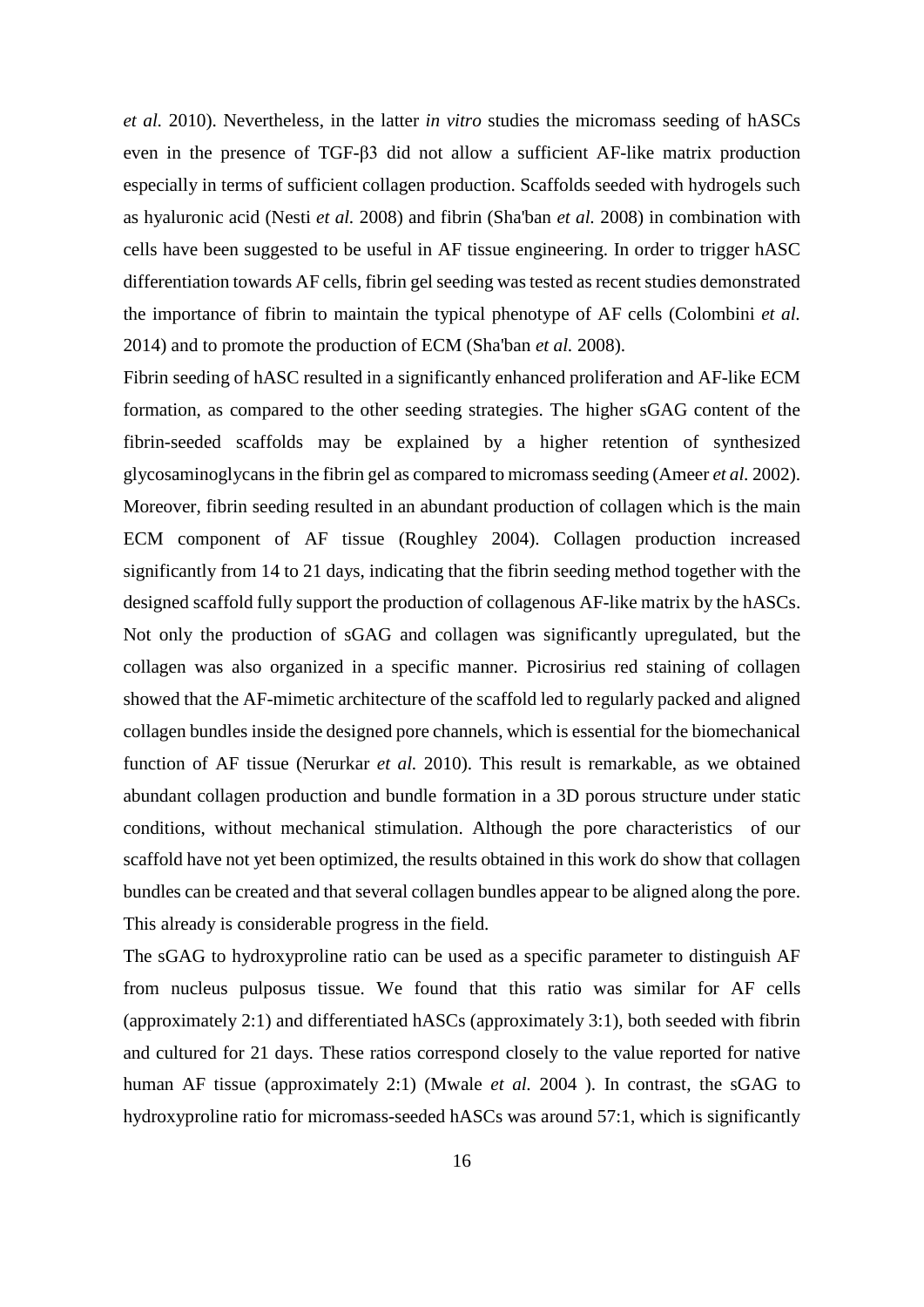*et al.* 2010). Nevertheless, in the latter *in vitro* studies the micromass seeding of hASCs even in the presence of TGF-β3 did not allow a sufficient AF-like matrix production especially in terms of sufficient collagen production. Scaffolds seeded with hydrogels such as hyaluronic acid (Nesti *et al.* 2008) and fibrin (Sha'ban *et al.* 2008) in combination with cells have been suggested to be useful in AF tissue engineering. In order to trigger hASC differentiation towards AF cells, fibrin gel seeding was tested as recent studies demonstrated the importance of fibrin to maintain the typical phenotype of AF cells (Colombini *et al.* 2014) and to promote the production of ECM (Sha'ban *et al.* 2008).

Fibrin seeding of hASC resulted in a significantly enhanced proliferation and AF-like ECM formation, as compared to the other seeding strategies. The higher sGAG content of the fibrin-seeded scaffolds may be explained by a higher retention of synthesized glycosaminoglycans in the fibrin gel as compared to micromass seeding (Ameer *et al.* 2002). Moreover, fibrin seeding resulted in an abundant production of collagen which is the main ECM component of AF tissue (Roughley 2004). Collagen production increased significantly from 14 to 21 days, indicating that the fibrin seeding method together with the designed scaffold fully support the production of collagenous AF-like matrix by the hASCs. Not only the production of sGAG and collagen was significantly upregulated, but the collagen was also organized in a specific manner. Picrosirius red staining of collagen showed that the AF-mimetic architecture of the scaffold led to regularly packed and aligned collagen bundles inside the designed pore channels, which is essential for the biomechanical function of AF tissue (Nerurkar *et al.* 2010). This result is remarkable, as we obtained abundant collagen production and bundle formation in a 3D porous structure under static conditions, without mechanical stimulation. Although the pore characteristics of our scaffold have not yet been optimized, the results obtained in this work do show that collagen bundles can be created and that several collagen bundles appear to be aligned along the pore. This already is considerable progress in the field.

The sGAG to hydroxyproline ratio can be used as a specific parameter to distinguish AF from nucleus pulposus tissue. We found that this ratio was similar for AF cells (approximately 2:1) and differentiated hASCs (approximately 3:1), both seeded with fibrin and cultured for 21 days. These ratios correspond closely to the value reported for native human AF tissue (approximately 2:1) (Mwale *et al.* 2004 ). In contrast, the sGAG to hydroxyproline ratio for micromass-seeded hASCs was around 57:1, which is significantly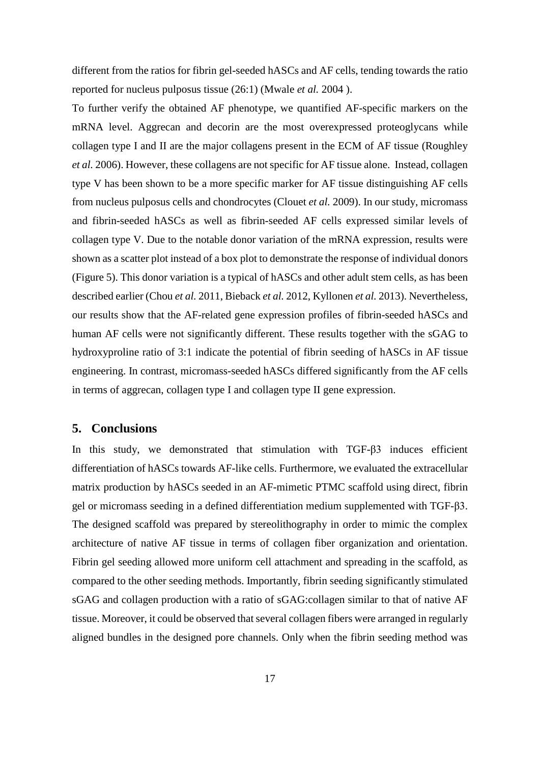different from the ratios for fibrin gel-seeded hASCs and AF cells, tending towards the ratio reported for nucleus pulposus tissue (26:1) (Mwale *et al.* 2004 ).

To further verify the obtained AF phenotype, we quantified AF-specific markers on the mRNA level. Aggrecan and decorin are the most overexpressed proteoglycans while collagen type I and II are the major collagens present in the ECM of AF tissue (Roughley *et al.* 2006). However, these collagens are not specific for AF tissue alone. Instead, collagen type V has been shown to be a more specific marker for AF tissue distinguishing AF cells from nucleus pulposus cells and chondrocytes (Clouet *et al.* 2009). In our study, micromass and fibrin-seeded hASCs as well as fibrin-seeded AF cells expressed similar levels of collagen type V. Due to the notable donor variation of the mRNA expression, results were shown as a scatter plot instead of a box plot to demonstrate the response of individual donors (Figure 5). This donor variation is a typical of hASCs and other adult stem cells, as has been described earlier (Chou *et al.* 2011, Bieback *et al.* 2012, Kyllonen *et al.* 2013). Nevertheless, our results show that the AF-related gene expression profiles of fibrin-seeded hASCs and human AF cells were not significantly different. These results together with the sGAG to hydroxyproline ratio of 3:1 indicate the potential of fibrin seeding of hASCs in AF tissue engineering. In contrast, micromass-seeded hASCs differed significantly from the AF cells in terms of aggrecan, collagen type I and collagen type II gene expression.

## 5. Conclusions

In this study, we demonstrated that stimulation with TGF-β3 induces efficient differentiation of hASCs towards AF-like cells. Furthermore, we evaluated the extracellular matrix production by hASCs seeded in an AF-mimetic PTMC scaffold using direct, fibrin gel or micromass seeding in a defined differentiation medium supplemented with TGF-β3. The designed scaffold was prepared by stereolithography in order to mimic the complex architecture of native AF tissue in terms of collagen fiber organization and orientation. Fibrin gel seeding allowed more uniform cell attachment and spreading in the scaffold, as compared to the other seeding methods. Importantly, fibrin seeding significantly stimulated sGAG and collagen production with a ratio of sGAG:collagen similar to that of native AF tissue. Moreover, it could be observed that several collagen fibers were arranged in regularly aligned bundles in the designed pore channels. Only when the fibrin seeding method was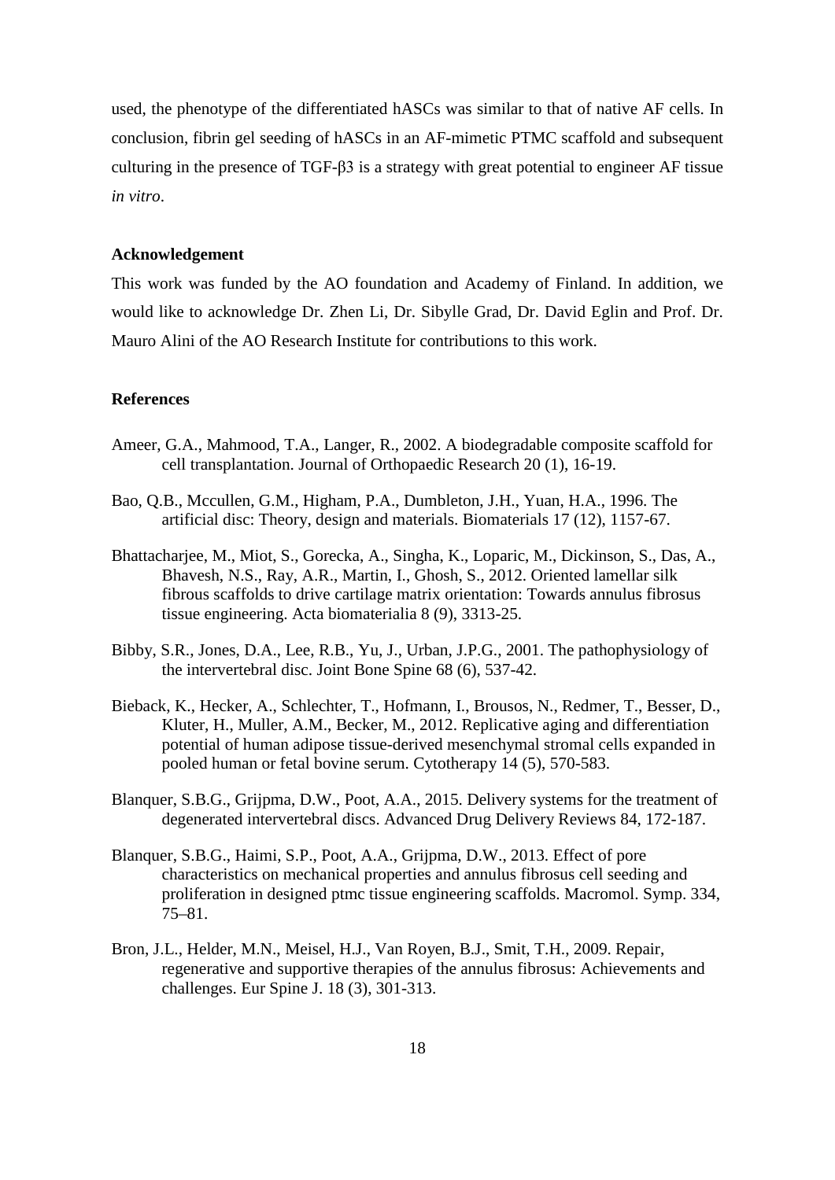used, the phenotype of the differentiated hASCs was similar to that of native AF cells. In conclusion, fibrin gel seeding of hASCs in an AF-mimetic PTMC scaffold and subsequent culturing in the presence of TGF-β3 is a strategy with great potential to engineer AF tissue *in vitro*.

**Acknowledgement**

This work was funded by the AO foundation and Academy of Finland. In addition, we would like to acknowledge Dr. Zhen Li, Dr. Sibylle Grad, Dr. David Eglin and Prof. Dr. Mauro Alini of the AO Research Institute for contributions to this work.

**References**

Ameer, G.A., Mahmood, T.A., Langer, R., 2002. A biodegradable composite scaffold for cell transplantation. Journal of Orthopaedic Research 20 (1), 16-19.

Bao, Q.B., Mccullen, G.M., Higham, P.A., Dumbleton, J.H., Yuan, H.A., 1996. The artificial disc: Theory, design and materials. Biomaterials 17 (12), 1157-67.

Bhattacharjee, M., Miot, S., Gorecka, A., Singha, K., Loparic, M., Dickinson, S., Das, A., Bhavesh, N.S., Ray, A.R., Martin, I., Ghosh, S., 2012. Oriented lamellar silk fibrous scaffolds to drive cartilage matrix orientation: Towards annulus fibrosus tissue engineering. Acta biomaterialia 8 (9), 3313-25.

Bibby, S.R., Jones, D.A., Lee, R.B., Yu, J., Urban, J.P.G., 2001. The pathophysiology of the intervertebral disc. Joint Bone Spine 68 (6), 537-42.

Bieback, K., Hecker, A., Schlechter, T., Hofmann, I., Brousos, N., Redmer, T., Besser, D., Kluter, H., Muller, A.M., Becker, M., 2012. Replicative aging and differentiation potential of human adipose tissue-derived mesenchymal stromal cells expanded in pooled human or fetal bovine serum. Cytotherapy 14 (5), 570-583.

Blanquer, S.B.G., Grijpma, D.W., Poot, A.A., 2015. Delivery systems for the treatment of degenerated intervertebral discs. Advanced Drug Delivery Reviews 84, 172-187.

Blanquer, S.B.G., Haimi, S.P., Poot, A.A., Grijpma, D.W., 2013. Effect of pore characteristics on mechanical properties and annulus fibrosus cell seeding and proliferation in designed ptmc tissue engineering scaffolds. Macromol. Symp. 334, 75–81.

Bron, J.L., Helder, M.N., Meisel, H.J., Van Royen, B.J., Smit, T.H., 2009. Repair, regenerative and supportive therapies of the annulus fibrosus: Achievements and challenges. Eur Spine J. 18 (3), 301-313.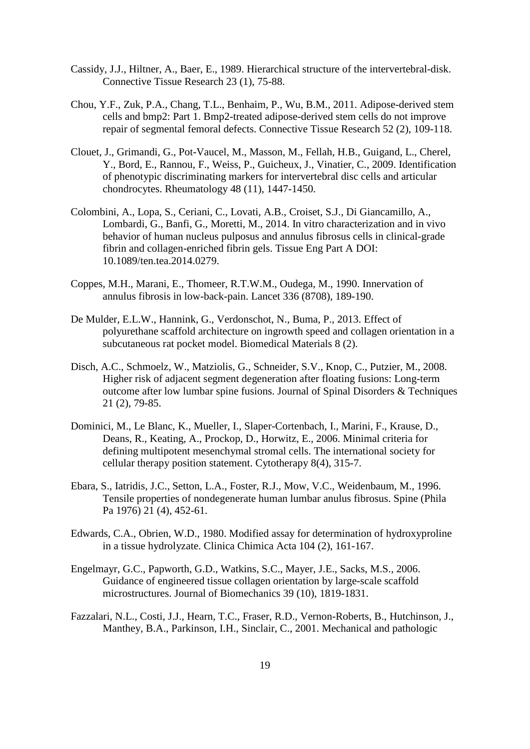Cassidy, J.J., Hiltner, A., Baer, E., 1989. Hierarchical structure of the intervertebral-disk. Connective Tissue Research 23 (1), 75-88.

Chou, Y.F., Zuk, P.A., Chang, T.L., Benhaim, P., Wu, B.M., 2011. Adipose-derived stem cells and bmp2: Part 1. Bmp2-treated adipose-derived stem cells do not improve repair of segmental femoral defects. Connective Tissue Research 52 (2), 109-118.

Clouet, J., Grimandi, G., Pot-Vaucel, M., Masson, M., Fellah, H.B., Guigand, L., Cherel, Y., Bord, E., Rannou, F., Weiss, P., Guicheux, J., Vinatier, C., 2009. Identification of phenotypic discriminating markers for intervertebral disc cells and articular chondrocytes. Rheumatology 48 (11), 1447-1450.

Colombini, A., Lopa, S., Ceriani, C., Lovati, A.B., Croiset, S.J., Di Giancamillo, A., Lombardi, G., Banfi, G., Moretti, M., 2014. In vitro characterization and in vivo behavior of human nucleus pulposus and annulus fibrosus cells in clinical-grade fibrin and collagen-enriched fibrin gels. Tissue Eng Part A DOI: 10.1089/ten.tea.2014.0279.

Coppes, M.H., Marani, E., Thomeer, R.T.W.M., Oudega, M., 1990. Innervation of annulus fibrosis in low-back-pain. Lancet 336 (8708), 189-190.

De Mulder, E.L.W., Hannink, G., Verdonschot, N., Buma, P., 2013. Effect of polyurethane scaffold architecture on ingrowth speed and collagen orientation in a subcutaneous rat pocket model. Biomedical Materials 8 (2).

Disch, A.C., Schmoelz, W., Matziolis, G., Schneider, S.V., Knop, C., Putzier, M., 2008. Higher risk of adjacent segment degeneration after floating fusions: Long-term outcome after low lumbar spine fusions. Journal of Spinal Disorders & Techniques 21 (2), 79-85.

Dominici, M., Le Blanc, K., Mueller, I., Slaper-Cortenbach, I., Marini, F., Krause, D., Deans, R., Keating, A., Prockop, D., Horwitz, E., 2006. Minimal criteria for defining multipotent mesenchymal stromal cells. The international society for cellular therapy position statement. Cytotherapy 8(4), 315-7.

Ebara, S., Iatridis, J.C., Setton, L.A., Foster, R.J., Mow, V.C., Weidenbaum, M., 1996. Tensile properties of nondegenerate human lumbar anulus fibrosus. Spine (Phila Pa 1976) 21 (4), 452-61.

Edwards, C.A., Obrien, W.D., 1980. Modified assay for determination of hydroxyproline in a tissue hydrolyzate. Clinica Chimica Acta 104 (2), 161-167.

Engelmayr, G.C., Papworth, G.D., Watkins, S.C., Mayer, J.E., Sacks, M.S., 2006. Guidance of engineered tissue collagen orientation by large-scale scaffold microstructures. Journal of Biomechanics 39 (10), 1819-1831.

Fazzalari, N.L., Costi, J.J., Hearn, T.C., Fraser, R.D., Vernon-Roberts, B., Hutchinson, J., Manthey, B.A., Parkinson, I.H., Sinclair, C., 2001. Mechanical and pathologic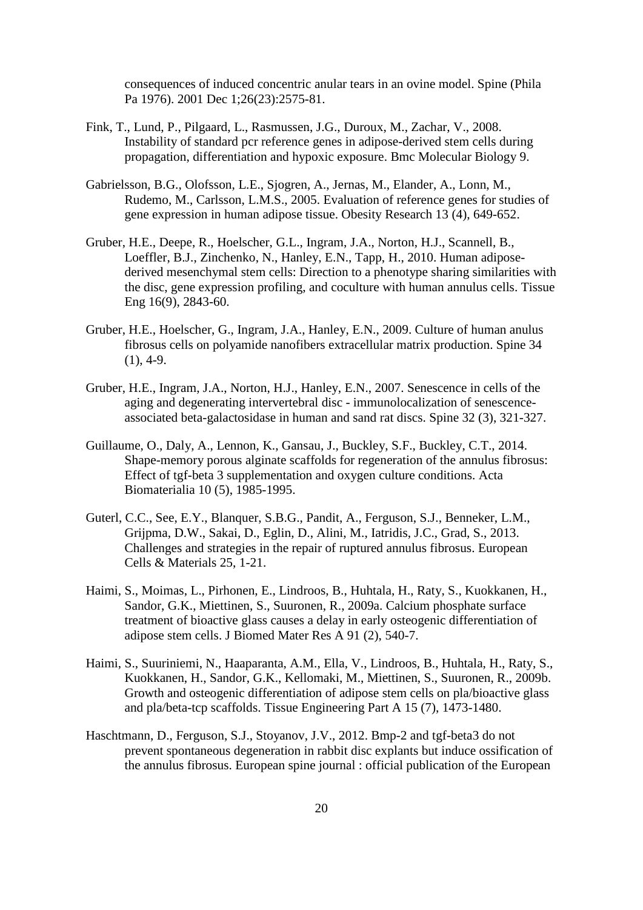consequences of induced concentric anular tears in an ovine model. Spine (Phila Pa 1976). 2001 Dec 1;26(23):2575-81.

Fink, T., Lund, P., Pilgaard, L., Rasmussen, J.G., Duroux, M., Zachar, V., 2008. Instability of standard pcr reference genes in adipose-derived stem cells during propagation, differentiation and hypoxic exposure. Bmc Molecular Biology 9.

Gabrielsson, B.G., Olofsson, L.E., Sjogren, A., Jernas, M., Elander, A., Lonn, M., Rudemo, M., Carlsson, L.M.S., 2005. Evaluation of reference genes for studies of gene expression in human adipose tissue. Obesity Research 13 (4), 649-652.

Gruber, H.E., Deepe, R., Hoelscher, G.L., Ingram, J.A., Norton, H.J., Scannell, B., Loeffler, B.J., Zinchenko, N., Hanley, E.N., Tapp, H., 2010. Human adipose-derived mesenchymal stem cells: Direction to a phenotype sharing similarities with the disc, gene expression profiling, and coculture with human annulus cells. Tissue Eng 16(9), 2843-60.

Gruber, H.E., Hoelscher, G., Ingram, J.A., Hanley, E.N., 2009. Culture of human anulus fibrosus cells on polyamide nanofibers extracellular matrix production. Spine 34 (1), 4-9.

Gruber, H.E., Ingram, J.A., Norton, H.J., Hanley, E.N., 2007. Senescence in cells of the aging and degenerating intervertebral disc - immunolocalization of senescence-associated beta-galactosidase in human and sand rat discs. Spine 32 (3), 321-327.

Guillaume, O., Daly, A., Lennon, K., Gansau, J., Buckley, S.F., Buckley, C.T., 2014. Shape-memory porous alginate scaffolds for regeneration of the annulus fibrosus: Effect of tgf-beta 3 supplementation and oxygen culture conditions. Acta Biomaterialia 10 (5), 1985-1995.

Guterl, C.C., See, E.Y., Blanquer, S.B.G., Pandit, A., Ferguson, S.J., Benneker, L.M., Grijpma, D.W., Sakai, D., Eglin, D., Alini, M., Iatridis, J.C., Grad, S., 2013. Challenges and strategies in the repair of ruptured annulus fibrosus. European Cells & Materials 25, 1-21.

Haimi, S., Moimas, L., Pirhonen, E., Lindroos, B., Huhtala, H., Raty, S., Kuokkanen, H., Sandor, G.K., Miettinen, S., Suuronen, R., 2009a. Calcium phosphate surface treatment of bioactive glass causes a delay in early osteogenic differentiation of adipose stem cells. J Biomed Mater Res A 91 (2), 540-7.

Haimi, S., Suuriniemi, N., Haaparanta, A.M., Ella, V., Lindroos, B., Huhtala, H., Raty, S., Kuokkanen, H., Sandor, G.K., Kellomaki, M., Miettinen, S., Suuronen, R., 2009b. Growth and osteogenic differentiation of adipose stem cells on pla/bioactive glass and pla/beta-tcp scaffolds. Tissue Engineering Part A 15 (7), 1473-1480.

Haschtmann, D., Ferguson, S.J., Stoyanov, J.V., 2012. Bmp-2 and tgf-beta3 do not prevent spontaneous degeneration in rabbit disc explants but induce ossification of the annulus fibrosus. European spine journal : official publication of the European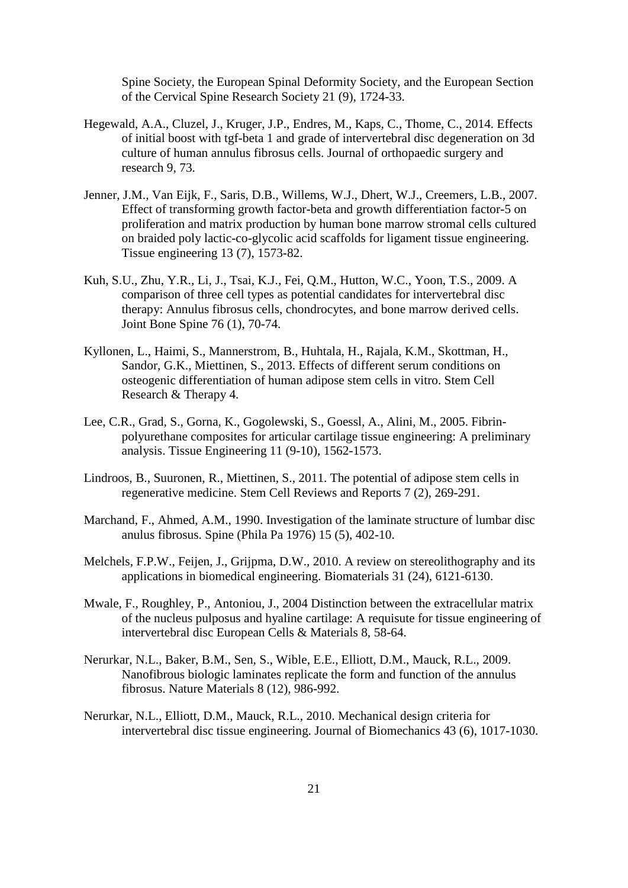Spine Society, the European Spinal Deformity Society, and the European Section of the Cervical Spine Research Society 21 (9), 1724-33.

Hegewald, A.A., Cluzel, J., Kruger, J.P., Endres, M., Kaps, C., Thome, C., 2014. Effects of initial boost with tgf-beta 1 and grade of intervertebral disc degeneration on 3d culture of human annulus fibrosus cells. Journal of orthopaedic surgery and research 9, 73.

Jenner, J.M., Van Eijk, F., Saris, D.B., Willems, W.J., Dhert, W.J., Creemers, L.B., 2007. Effect of transforming growth factor-beta and growth differentiation factor-5 on proliferation and matrix production by human bone marrow stromal cells cultured on braided poly lactic-co-glycolic acid scaffolds for ligament tissue engineering. Tissue engineering 13 (7), 1573-82.

Kuh, S.U., Zhu, Y.R., Li, J., Tsai, K.J., Fei, Q.M., Hutton, W.C., Yoon, T.S., 2009. A comparison of three cell types as potential candidates for intervertebral disc therapy: Annulus fibrosus cells, chondrocytes, and bone marrow derived cells. Joint Bone Spine 76 (1), 70-74.

Kyllonen, L., Haimi, S., Mannerstrom, B., Huhtala, H., Rajala, K.M., Skottman, H., Sandor, G.K., Miettinen, S., 2013. Effects of different serum conditions on osteogenic differentiation of human adipose stem cells in vitro. Stem Cell Research & Therapy 4.

Lee, C.R., Grad, S., Gorna, K., Gogolewski, S., Goessl, A., Alini, M., 2005. Fibrin-polyurethane composites for articular cartilage tissue engineering: A preliminary analysis. Tissue Engineering 11 (9-10), 1562-1573.

Lindroos, B., Suuronen, R., Miettinen, S., 2011. The potential of adipose stem cells in regenerative medicine. Stem Cell Reviews and Reports 7 (2), 269-291.

Marchand, F., Ahmed, A.M., 1990. Investigation of the laminate structure of lumbar disc anulus fibrosus. Spine (Phila Pa 1976) 15 (5), 402-10.

Melchels, F.P.W., Feijen, J., Grijpma, D.W., 2010. A review on stereolithography and its applications in biomedical engineering. Biomaterials 31 (24), 6121-6130.

Mwale, F., Roughley, P., Antoniou, J., 2004 Distinction between the extracellular matrix of the nucleus pulposus and hyaline cartilage: A requisute for tissue engineering of intervertebral disc European Cells & Materials 8, 58-64.

Nerurkar, N.L., Baker, B.M., Sen, S., Wible, E.E., Elliott, D.M., Mauck, R.L., 2009. Nanofibrous biologic laminates replicate the form and function of the annulus fibrosus. Nature Materials 8 (12), 986-992.

Nerurkar, N.L., Elliott, D.M., Mauck, R.L., 2010. Mechanical design criteria for intervertebral disc tissue engineering. Journal of Biomechanics 43 (6), 1017-1030.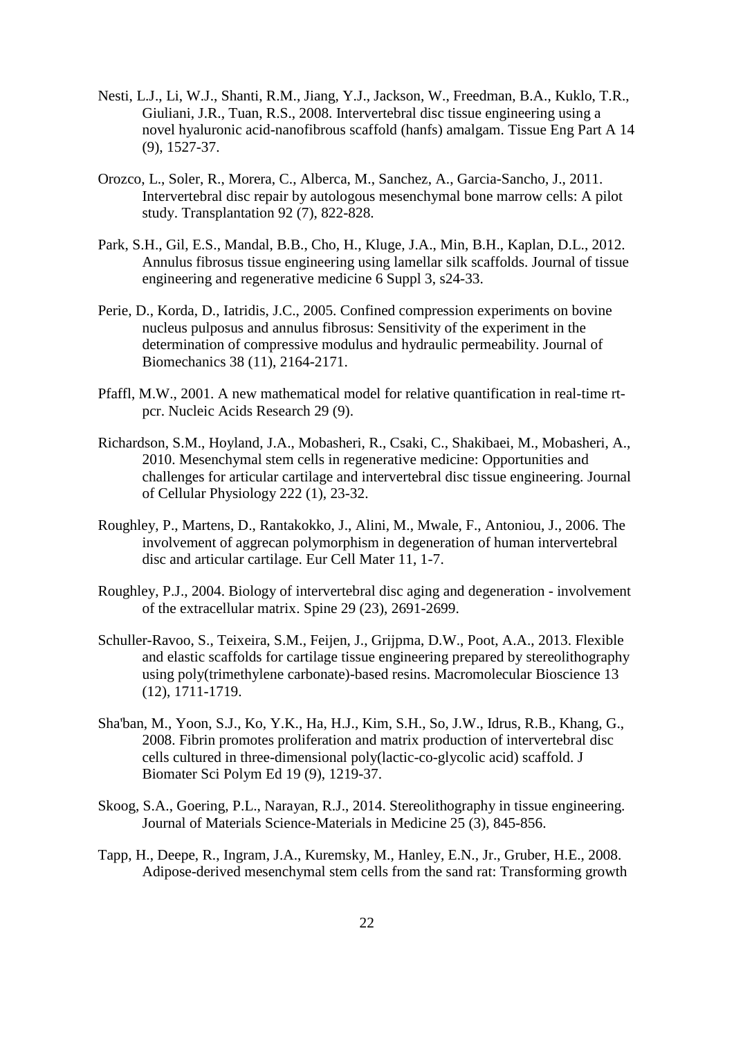Nesti, L.J., Li, W.J., Shanti, R.M., Jiang, Y.J., Jackson, W., Freedman, B.A., Kuklo, T.R., Giuliani, J.R., Tuan, R.S., 2008. Intervertebral disc tissue engineering using a novel hyaluronic acid-nanofibrous scaffold (hanfs) amalgam. Tissue Eng Part A 14 (9), 1527-37.

Orozco, L., Soler, R., Morera, C., Alberca, M., Sanchez, A., Garcia-Sancho, J., 2011. Intervertebral disc repair by autologous mesenchymal bone marrow cells: A pilot study. Transplantation 92 (7), 822-828.

Park, S.H., Gil, E.S., Mandal, B.B., Cho, H., Kluge, J.A., Min, B.H., Kaplan, D.L., 2012. Annulus fibrosus tissue engineering using lamellar silk scaffolds. Journal of tissue engineering and regenerative medicine 6 Suppl 3, s24-33.

Perie, D., Korda, D., Iatridis, J.C., 2005. Confined compression experiments on bovine nucleus pulposus and annulus fibrosus: Sensitivity of the experiment in the determination of compressive modulus and hydraulic permeability. Journal of Biomechanics 38 (11), 2164-2171.

Pfaffl, M.W., 2001. A new mathematical model for relative quantification in real-time rt-pcr. Nucleic Acids Research 29 (9).

Richardson, S.M., Hoyland, J.A., Mobasheri, R., Csaki, C., Shakibaei, M., Mobasheri, A., 2010. Mesenchymal stem cells in regenerative medicine: Opportunities and challenges for articular cartilage and intervertebral disc tissue engineering. Journal of Cellular Physiology 222 (1), 23-32.

Roughley, P., Martens, D., Rantakokko, J., Alini, M., Mwale, F., Antoniou, J., 2006. The involvement of aggrecan polymorphism in degeneration of human intervertebral disc and articular cartilage. Eur Cell Mater 11, 1-7.

Roughley, P.J., 2004. Biology of intervertebral disc aging and degeneration - involvement of the extracellular matrix. Spine 29 (23), 2691-2699.

Schuller-Ravoo, S., Teixeira, S.M., Feijen, J., Grijpma, D.W., Poot, A.A., 2013. Flexible and elastic scaffolds for cartilage tissue engineering prepared by stereolithography using poly(trimethylene carbonate)-based resins. Macromolecular Bioscience 13 (12), 1711-1719.

Sha'ban, M., Yoon, S.J., Ko, Y.K., Ha, H.J., Kim, S.H., So, J.W., Idrus, R.B., Khang, G., 2008. Fibrin promotes proliferation and matrix production of intervertebral disc cells cultured in three-dimensional poly(lactic-co-glycolic acid) scaffold. J Biomater Sci Polym Ed 19 (9), 1219-37.

Skoog, S.A., Goering, P.L., Narayan, R.J., 2014. Stereolithography in tissue engineering. Journal of Materials Science-Materials in Medicine 25 (3), 845-856.

Tapp, H., Deepe, R., Ingram, J.A., Kuremsky, M., Hanley, E.N., Jr., Gruber, H.E., 2008. Adipose-derived mesenchymal stem cells from the sand rat: Transforming growth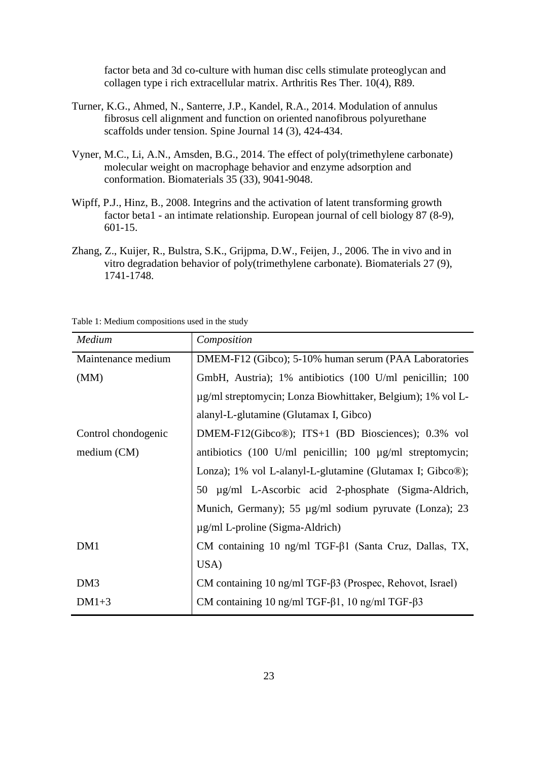factor beta and 3d co-culture with human disc cells stimulate proteoglycan and collagen type i rich extracellular matrix. Arthritis Res Ther. 10(4), R89.

Turner, K.G., Ahmed, N., Santerre, J.P., Kandel, R.A., 2014. Modulation of annulus fibrosus cell alignment and function on oriented nanofibrous polyurethane scaffolds under tension. Spine Journal 14 (3), 424-434.

Vyner, M.C., Li, A.N., Amsden, B.G., 2014. The effect of poly(trimethylene carbonate) molecular weight on macrophage behavior and enzyme adsorption and conformation. Biomaterials 35 (33), 9041-9048.

Wipff, P.J., Hinz, B., 2008. Integrins and the activation of latent transforming growth factor beta1 - an intimate relationship. European journal of cell biology 87 (8-9), 601-15.

Zhang, Z., Kuijer, R., Bulstra, S.K., Grijpma, D.W., Feijen, J., 2006. The in vivo and in vitro degradation behavior of poly(trimethylene carbonate). Biomaterials 27 (9), 1741-1748.

Table 1: Medium compositions used in the study

| *Medium* | *Composition* |
|---|---|
| Maintenance medium (MM) | DMEM-F12 (Gibco); 5-10% human serum (PAA Laboratories GmbH, Austria); 1% antibiotics (100 U/ml penicillin; 100 µg/ml streptomycin; Lonza Biowhittaker, Belgium); 1% vol L-alanyl-L-glutamine (Glutamax I, Gibco) |
| Control chondogenic medium (CM) | DMEM-F12(Gibco®); ITS+1 (BD Biosciences); 0.3% vol antibiotics (100 U/ml penicillin; 100 µg/ml streptomycin; Lonza); 1% vol L-alanyl-L-glutamine (Glutamax I; Gibco®); 50 µg/ml L-Ascorbic acid 2-phosphate (Sigma-Aldrich, Munich, Germany); 55 µg/ml sodium pyruvate (Lonza); 23 µg/ml L-proline (Sigma-Aldrich) |
| DM1 | CM containing 10 ng/ml TGF-β1 (Santa Cruz, Dallas, TX, USA) |
| DM3 | CM containing 10 ng/ml TGF-β3 (Prospec, Rehovot, Israel) |
| DM1+3 | CM containing 10 ng/ml TGF-β1, 10 ng/ml TGF-β3 |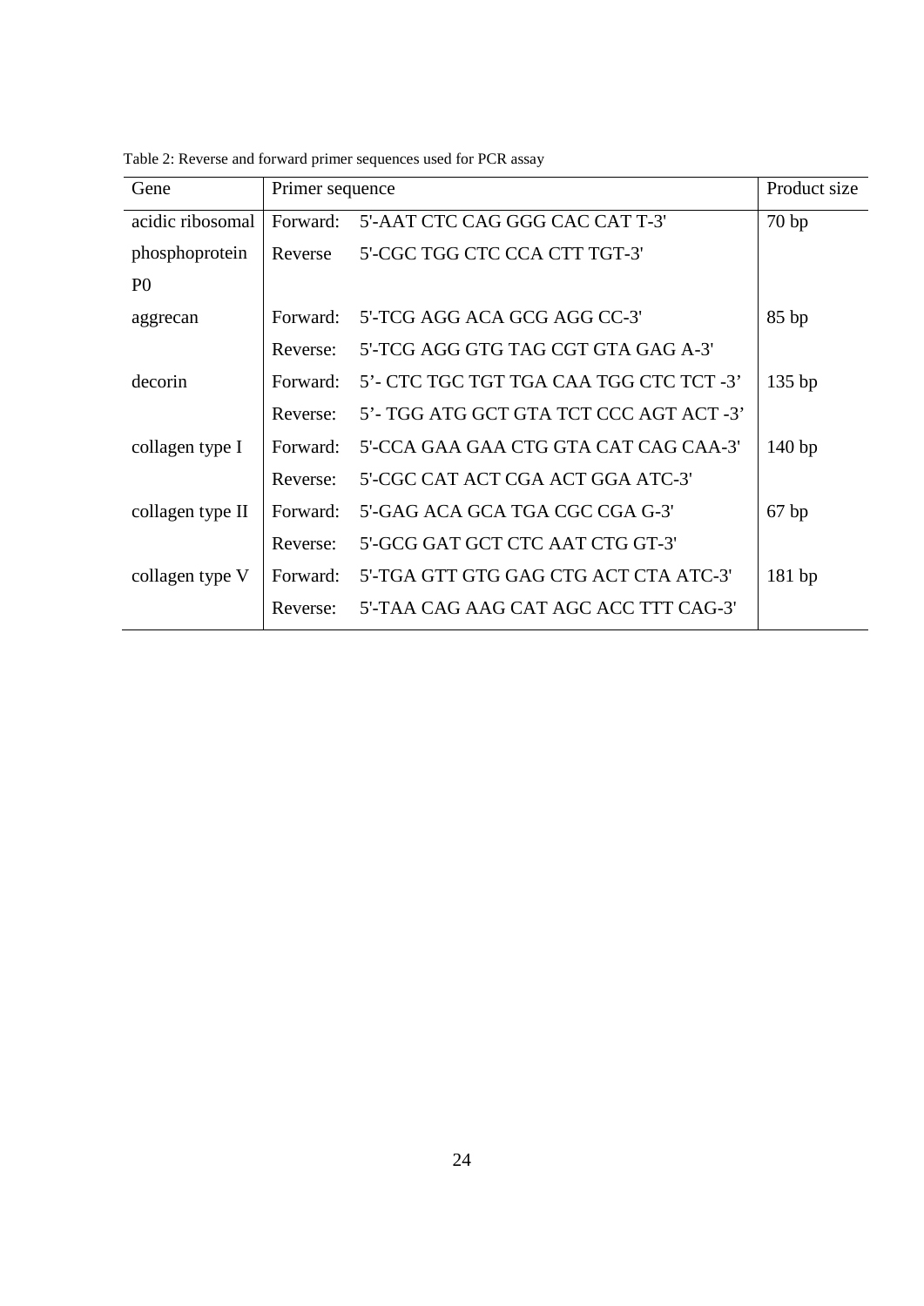Table 2: Reverse and forward primer sequences used for PCR assay

| Gene | Primer sequence | | Product size |
|---|---|---|---|
| acidic ribosomal phosphoprotein P0 | Forward: | 5'-AAT CTC CAG GGG CAC CAT T-3' | 70 bp |
| | Reverse | 5'-CGC TGG CTC CCA CTT TGT-3' | |
| aggrecan | Forward: | 5'-TCG AGG ACA GCG AGG CC-3' | 85 bp |
| | Reverse: | 5'-TCG AGG GTG TAG CGT GTA GAG A-3' | |
| decorin | Forward: | 5’- CTC TGC TGT TGA CAA TGG CTC TCT -3’ | 135 bp |
| | Reverse: | 5’- TGG ATG GCT GTA TCT CCC AGT ACT -3’ | |
| collagen type I | Forward: | 5'-CCA GAA GAA CTG GTA CAT CAG CAA-3' | 140 bp |
| | Reverse: | 5'-CGC CAT ACT CGA ACT GGA ATC-3' | |
| collagen type II | Forward: | 5'-GAG ACA GCA TGA CGC CGA G-3' | 67 bp |
| | Reverse: | 5'-GCG GAT GCT CTC AAT CTG GT-3' | |
| collagen type V | Forward: | 5'-TGA GTT GTG GAG CTG ACT CTA ATC-3' | 181 bp |
| | Reverse: | 5'-TAA CAG AAG CAT AGC ACC TTT CAG-3' | |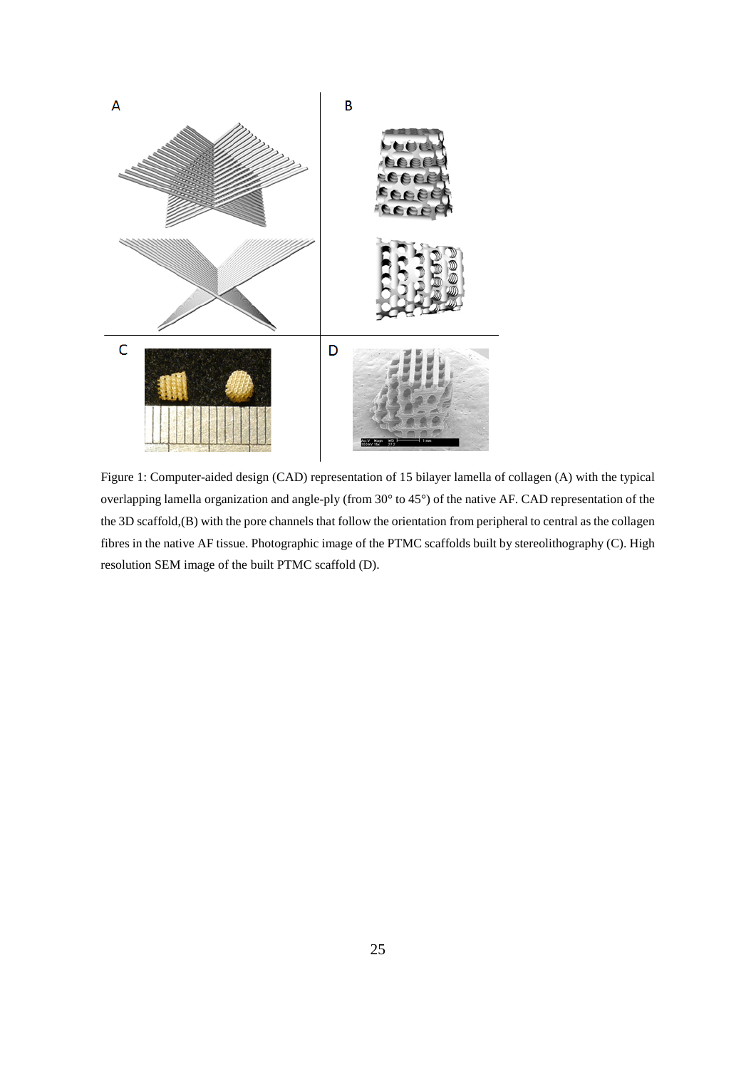Figure 1: Computer-aided design (CAD) representation of 15 bilayer lamella of collagen (A) with the typical overlapping lamella organization and angle-ply (from 30° to 45°) of the native AF. CAD representation of the the 3D scaffold,(B) with the pore channels that follow the orientation from peripheral to central as the collagen fibres in the native AF tissue. Photographic image of the PTMC scaffolds built by stereolithography (C). High resolution SEM image of the built PTMC scaffold (D).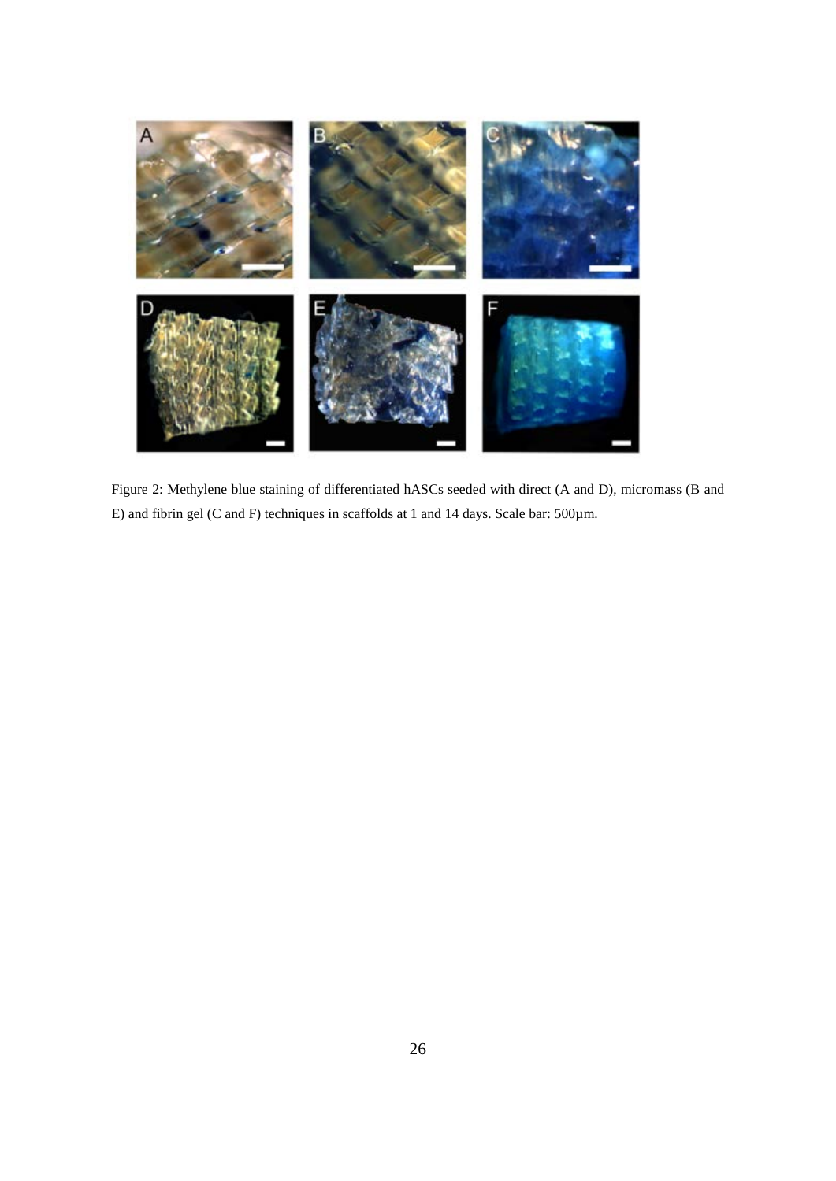Figure 2: Methylene blue staining of differentiated hASCs seeded with direct (A and D), micromass (B and E) and fibrin gel (C and F) techniques in scaffolds at 1 and 14 days. Scale bar: 500µm.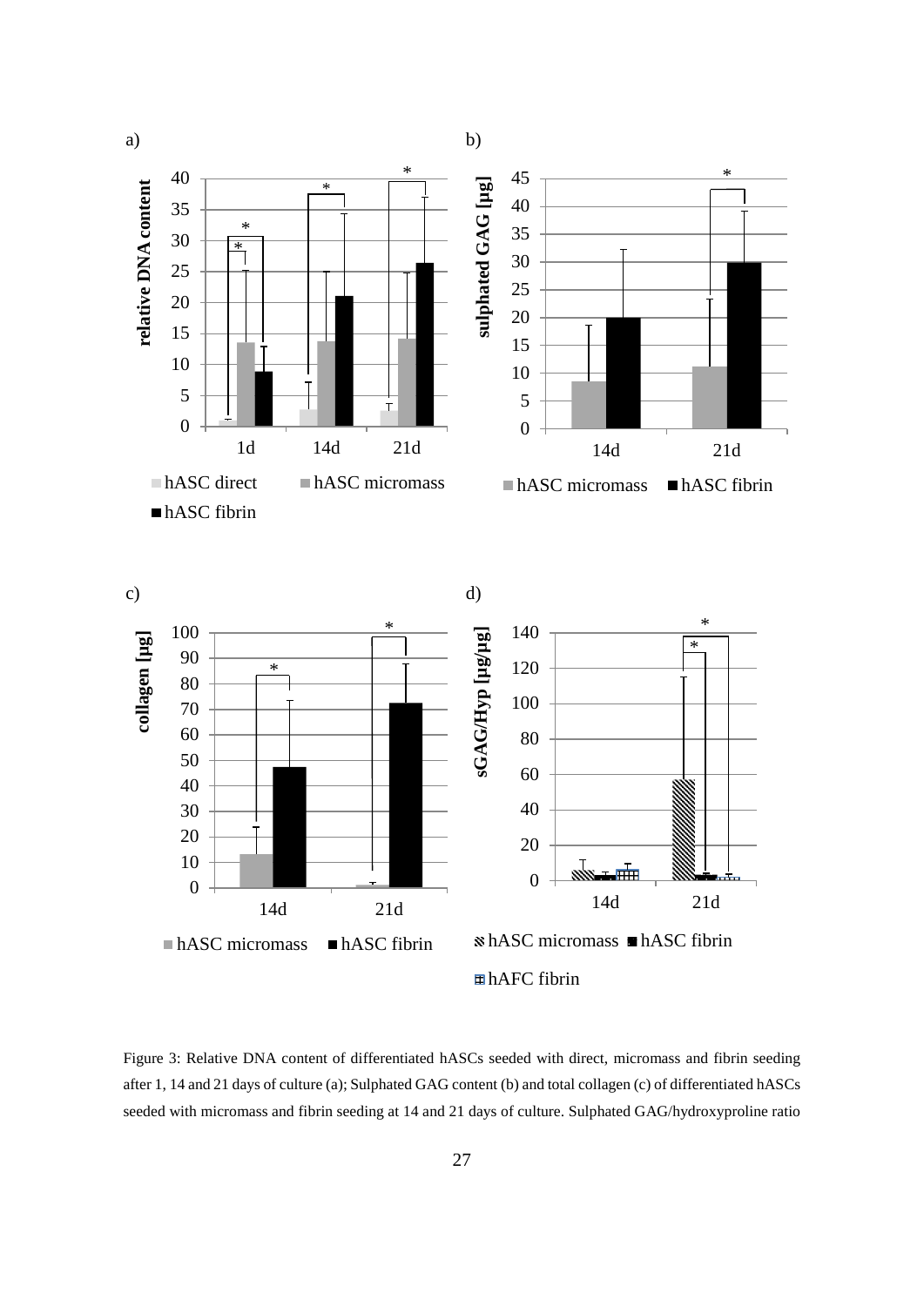Figure 3: Relative DNA content of differentiated hASCs seeded with direct, micromass and fibrin seeding after 1, 14 and 21 days of culture (a); Sulphated GAG content (b) and total collagen (c) of differentiated hASCs seeded with micromass and fibrin seeding at 14 and 21 days of culture. Sulphated GAG/hydroxyproline ratio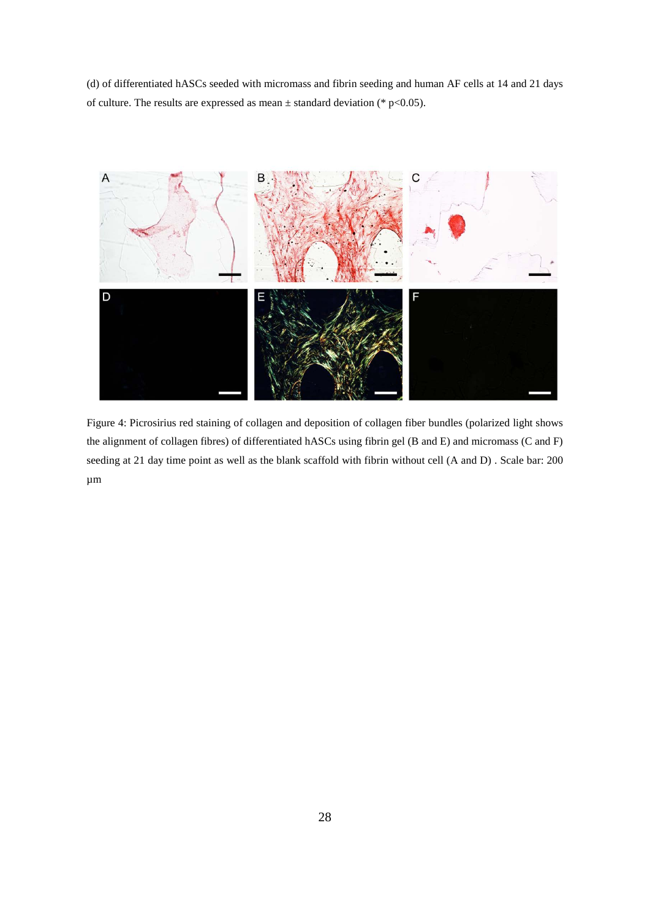(d) of differentiated hASCs seeded with micromass and fibrin seeding and human AF cells at 14 and 21 days of culture. The results are expressed as mean ± standard deviation (* $p<0.05$).

Figure 4: Picrosirius red staining of collagen and deposition of collagen fiber bundles (polarized light shows the alignment of collagen fibres) of differentiated hASCs using fibrin gel (B and E) and micromass (C and F) seeding at 21 day time point as well as the blank scaffold with fibrin without cell (A and D) . Scale bar: 200 μm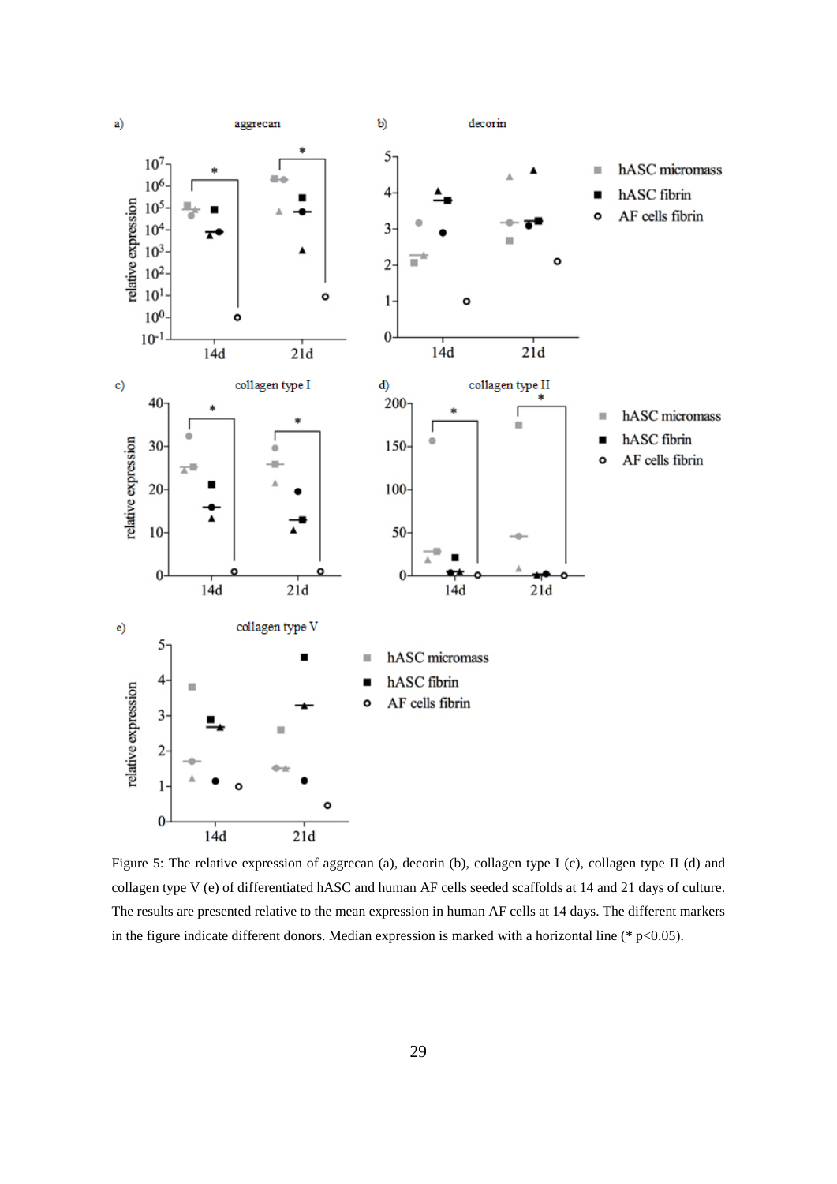Figure 5: The relative expression of aggrecan (a), decorin (b), collagen type I (c), collagen type II (d) and collagen type V (e) of differentiated hASC and human AF cells seeded scaffolds at 14 and 21 days of culture. The results are presented relative to the mean expression in human AF cells at 14 days. The different markers in the figure indicate different donors. Median expression is marked with a horizontal line (* $p<0.05$).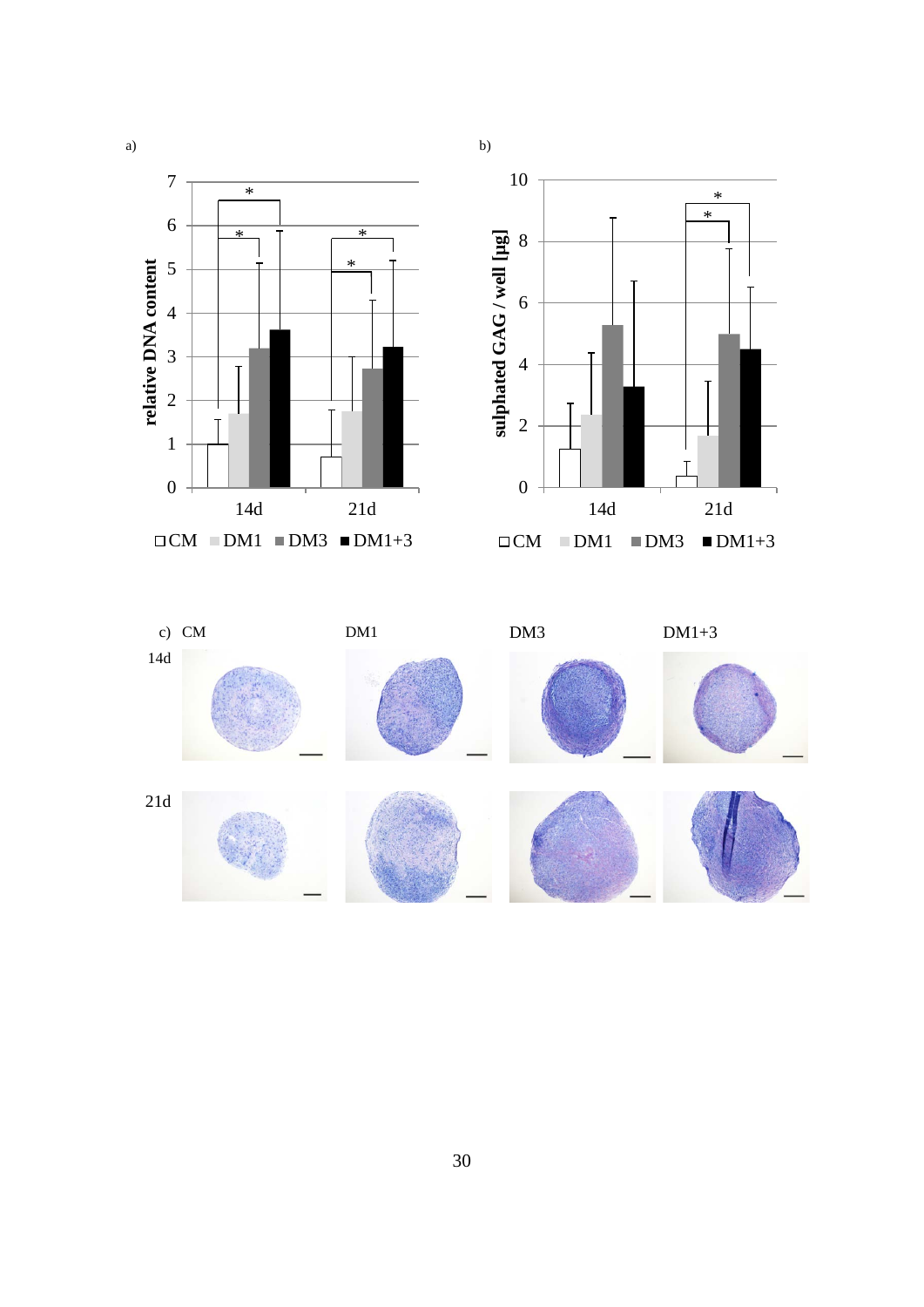a)

relative DNA content

14d 21d

CM DM1 DM3 DM1+3

b)

sulphated GAG / well [µg]

14d 21d

CM DM1 DM3 DM1+3

c) CM DM1 DM3 DM1+3

14d

21d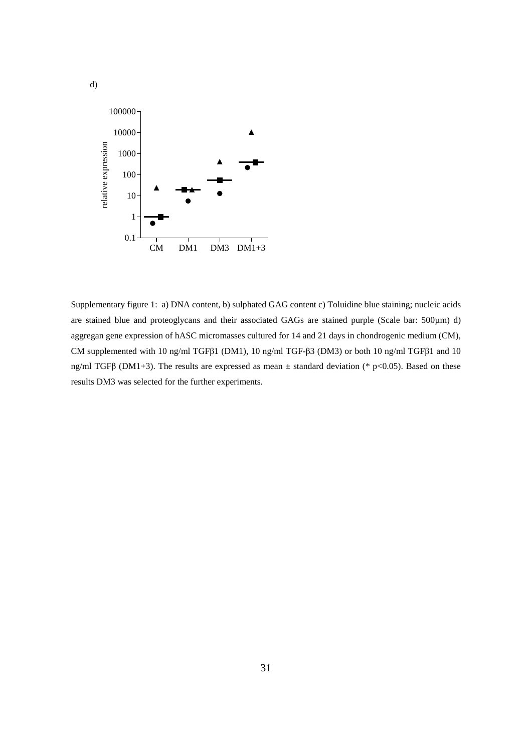d)

Supplementary figure 1: a) DNA content, b) sulphated GAG content c) Toluidine blue staining; nucleic acids are stained blue and proteoglycans and their associated GAGs are stained purple (Scale bar: 500µm) d) aggregan gene expression of hASC micromasses cultured for 14 and 21 days in chondrogenic medium (CM), CM supplemented with 10 ng/ml TGFβ1 (DM1), 10 ng/ml TGF-β3 (DM3) or both 10 ng/ml TGFβ1 and 10 ng/ml TGFβ (DM1+3). The results are expressed as mean ± standard deviation (* $p<0.05$). Based on these results DM3 was selected for the further experiments.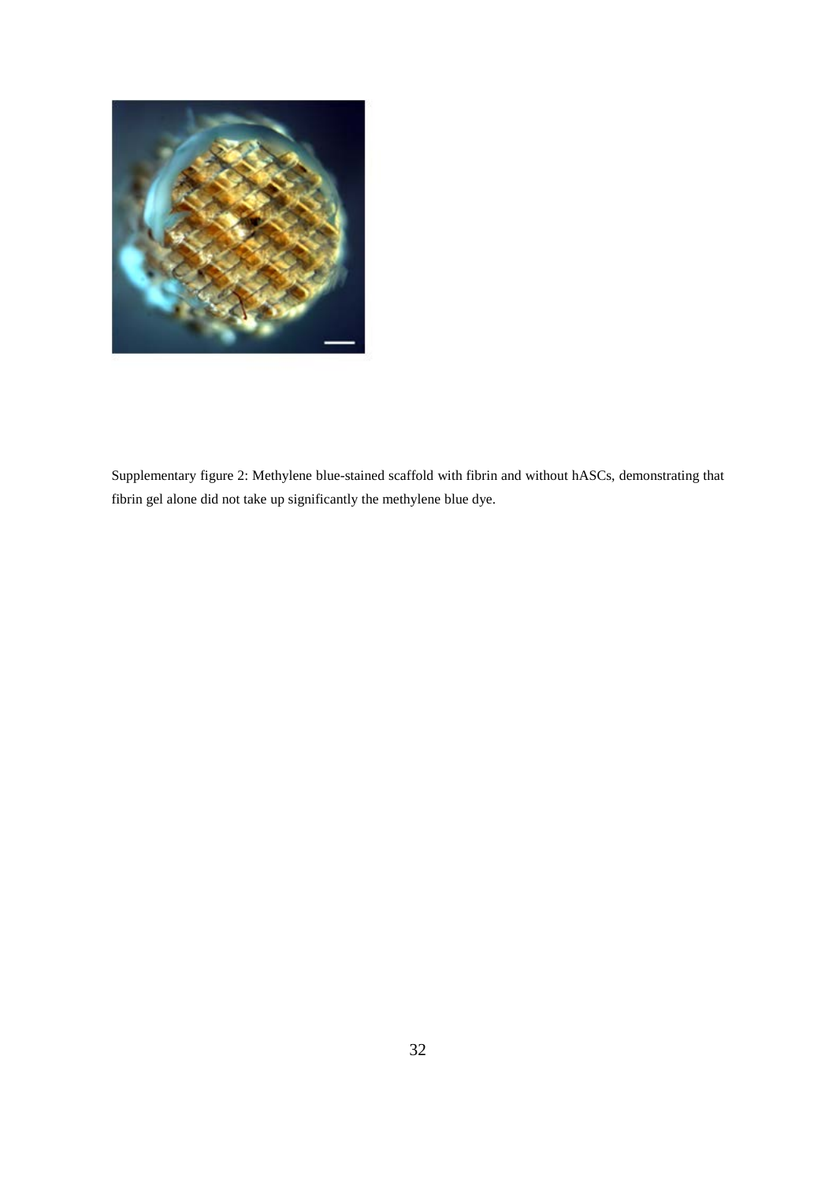Supplementary figure 2: Methylene blue-stained scaffold with fibrin and without hASCs, demonstrating that fibrin gel alone did not take up significantly the methylene blue dye.